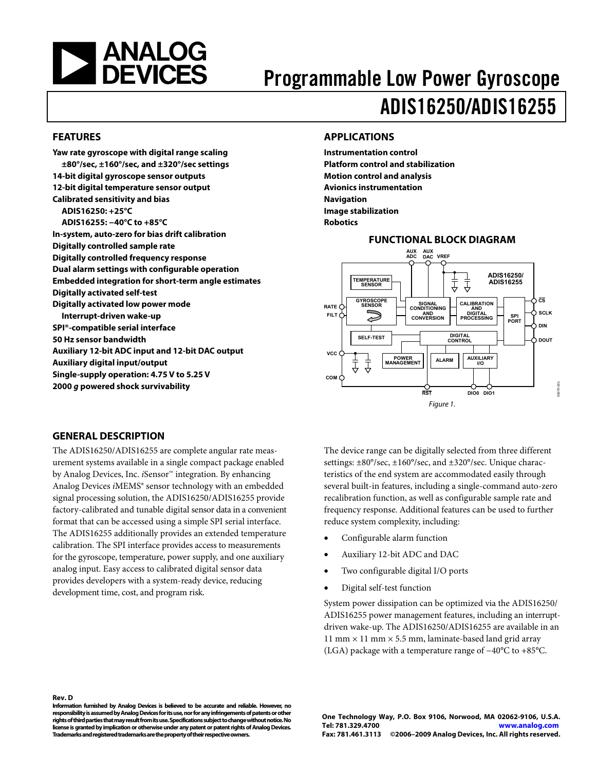# Programmable Low Power Gyroscope

# ADIS16250/ADIS16255

## FEATURES

**Yaw rate gyroscope with digital range scaling**
**±80°/sec, ±160°/sec, and ±320°/sec settings**
**14-bit digital gyroscope sensor outputs**
**12-bit digital temperature sensor output**
**Calibrated sensitivity and bias**
**ADIS16250: +25°C**
**ADIS16255: −40°C to +85°C**
**In-system, auto-zero for bias drift calibration**
**Digitally controlled sample rate**
**Digitally controlled frequency response**
**Dual alarm settings with configurable operation**
**Embedded integration for short-term angle estimates**
**Digitally activated self-test**
**Digitally activated low power mode**
**Interrupt-driven wake-up**
**SPI®-compatible serial interface**
**50 Hz sensor bandwidth**
**Auxiliary 12-bit ADC input and 12-bit DAC output**
**Auxiliary digital input/output**
**Single-supply operation: 4.75 V to 5.25 V**
**2000 *g* powered shock survivability**

## APPLICATIONS

**Instrumentation control**
**Platform control and stabilization**
**Motion control and analysis**
**Avionics instrumentation**
**Navigation**
**Image stabilization**
**Robotics**

## FUNCTIONAL BLOCK DIAGRAM

Figure 1.

## GENERAL DESCRIPTION

The ADIS16250/ADIS16255 are complete angular rate measurement systems available in a single compact package enabled by Analog Devices, Inc. *i*Sensor™ integration. By enhancing Analog Devices *i*MEMS® sensor technology with an embedded signal processing solution, the ADIS16250/ADIS16255 provide factory-calibrated and tunable digital sensor data in a convenient format that can be accessed using a simple SPI serial interface. The ADIS16255 additionally provides an extended temperature calibration. The SPI interface provides access to measurements for the gyroscope, temperature, power supply, and one auxiliary analog input. Easy access to calibrated digital sensor data provides developers with a system-ready device, reducing development time, cost, and program risk.

The device range can be digitally selected from three different settings: ±80°/sec, ±160°/sec, and ±320°/sec. Unique characteristics of the end system are accommodated easily through several built-in features, including a single-command auto-zero recalibration function, as well as configurable sample rate and frequency response. Additional features can be used to further reduce system complexity, including:

- Configurable alarm function
- Auxiliary 12-bit ADC and DAC
- Two configurable digital I/O ports
- Digital self-test function

System power dissipation can be optimized via the ADIS16250/ADIS16255 power management features, including an interrupt-driven wake-up. The ADIS16250/ADIS16255 are available in an 11 mm × 11 mm × 5.5 mm, laminate-based land grid array (LGA) package with a temperature range of −40°C to +85°C.

**Rev. D**

**Information furnished by Analog Devices is believed to be accurate and reliable. However, no responsibility is assumed by Analog Devices for its use, nor for any infringements of patents or other rights of third parties that may result from its use. Specifications subject to change without notice. No license is granted by implication or otherwise under any patent or patent rights of Analog Devices. Trademarks and registered trademarks are the property of their respective owners.**

**One Technology Way, P.O. Box 9106, Norwood, MA 02062-9106, U.S.A.**
**Tel: 781.329.4700 www.analog.com**
**Fax: 781.461.3113 ©2006–2009 Analog Devices, Inc. All rights reserved.**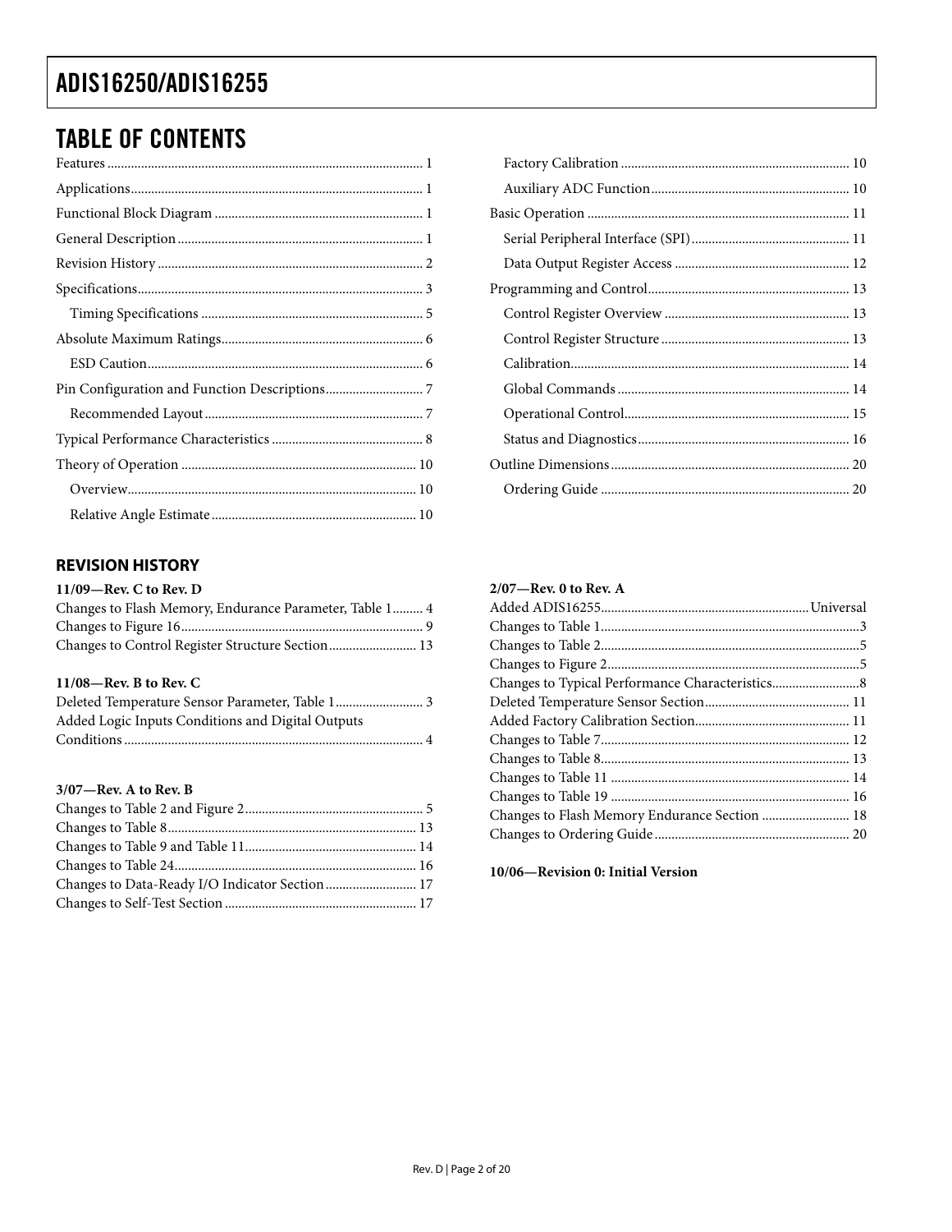## TABLE OF CONTENTS

Features ........................................................ 1
Applications ........................................................ 1
Functional Block Diagram ........................................................ 1
General Description ........................................................ 1
Revision History ........................................................ 2
Specifications ........................................................ 3
  Timing Specifications ........................................................ 5
Absolute Maximum Ratings ........................................................ 6
  ESD Caution ........................................................ 6
Pin Configuration and Function Descriptions ........................................................ 7
  Recommended Layout ........................................................ 7
Typical Performance Characteristics ........................................................ 8
Theory of Operation ........................................................ 10
  Overview ........................................................ 10
  Relative Angle Estimate ........................................................ 10
  Factory Calibration ........................................................ 10
  Auxiliary ADC Function ........................................................ 10
Basic Operation ........................................................ 11
  Serial Peripheral Interface (SPI) ........................................................ 11
  Data Output Register Access ........................................................ 12
Programming and Control ........................................................ 13
  Control Register Overview ........................................................ 13
  Control Register Structure ........................................................ 13
  Calibration ........................................................ 14
  Global Commands ........................................................ 14
  Operational Control ........................................................ 15
  Status and Diagnostics ........................................................ 16
Outline Dimensions ........................................................ 20
  Ordering Guide ........................................................ 20

### REVISION HISTORY

**11/09—Rev. C to Rev. D**

Changes to Flash Memory, Endurance Parameter, Table 1 ......... 4
Changes to Figure 16 ........................................................ 9
Changes to Control Register Structure Section ......................... 13

**11/08—Rev. B to Rev. C**

Deleted Temperature Sensor Parameter, Table 1 ......................... 3
Added Logic Inputs Conditions and Digital Outputs Conditions ........................................................ 4

**3/07—Rev. A to Rev. B**

Changes to Table 2 and Figure 2 ........................................................ 5
Changes to Table 8 ........................................................ 13
Changes to Table 9 and Table 11 ........................................................ 14
Changes to Table 24 ........................................................ 16
Changes to Data-Ready I/O Indicator Section ......................... 17
Changes to Self-Test Section ........................................................ 17

**2/07—Rev. 0 to Rev. A**

Added ADIS16255 ........................................................ Universal
Changes to Table 1 ........................................................ 3
Changes to Table 2 ........................................................ 5
Changes to Figure 2 ........................................................ 5
Changes to Typical Performance Characteristics ......................... 8
Deleted Temperature Sensor Section ........................................................ 11
Added Factory Calibration Section ........................................................ 11
Changes to Table 7 ........................................................ 12
Changes to Table 8 ........................................................ 13
Changes to Table 11 ........................................................ 14
Changes to Table 19 ........................................................ 16
Changes to Flash Memory Endurance Section ......................... 18
Changes to Ordering Guide ........................................................ 20

**10/06—Revision 0: Initial Version**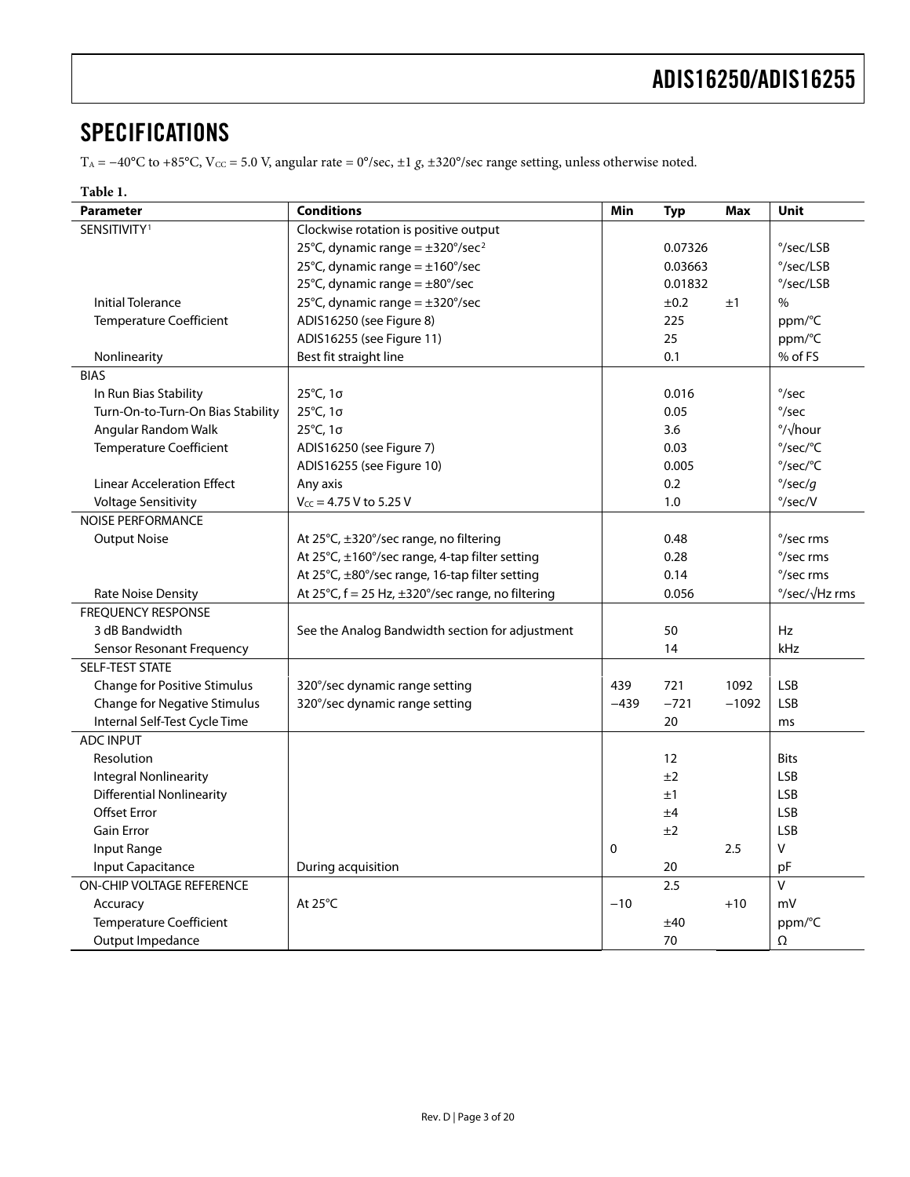## SPECIFICATIONS

$T_A$ = −40°C to +85°C, $V_{CC}$ = 5.0 V, angular rate = 0°/sec, ±1 *g*, ±320°/sec range setting, unless otherwise noted.

**Table 1.**

| Parameter | Conditions | Min | Typ | Max | Unit |
|---|---|---|---|---|---|
| SENSITIVITY[1] | Clockwise rotation is positive output | | | | |
| | 25°C, dynamic range = ±320°/sec[2] | | 0.07326 | | °/sec/LSB |
| | 25°C, dynamic range = ±160°/sec | | 0.03663 | | °/sec/LSB |
| | 25°C, dynamic range = ±80°/sec | | 0.01832 | | °/sec/LSB |
| Initial Tolerance | 25°C, dynamic range = ±320°/sec | | ±0.2 | ±1 | % |
| Temperature Coefficient | ADIS16250 (see Figure 8) | | 225 | | ppm/°C |
| | ADIS16255 (see Figure 11) | | 25 | | ppm/°C |
| Nonlinearity | Best fit straight line | | 0.1 | | % of FS |
| BIAS | | | | | |
| In Run Bias Stability | 25°C, 1σ | | 0.016 | | °/sec |
| Turn-On-to-Turn-On Bias Stability | 25°C, 1σ | | 0.05 | | °/sec |
| Angular Random Walk | 25°C, 1σ | | 3.6 | | °/√hour |
| Temperature Coefficient | ADIS16250 (see Figure 7) | | 0.03 | | °/sec/°C |
| | ADIS16255 (see Figure 10) | | 0.005 | | °/sec/°C |
| Linear Acceleration Effect | Any axis | | 0.2 | | °/sec/*g* |
| Voltage Sensitivity | $V_{CC}$ = 4.75 V to 5.25 V | | 1.0 | | °/sec/V |
| NOISE PERFORMANCE | | | | | |
| Output Noise | At 25°C, ±320°/sec range, no filtering | | 0.48 | | °/sec rms |
| | At 25°C, ±160°/sec range, 4-tap filter setting | | 0.28 | | °/sec rms |
| | At 25°C, ±80°/sec range, 16-tap filter setting | | 0.14 | | °/sec rms |
| Rate Noise Density | At 25°C, f = 25 Hz, ±320°/sec range, no filtering | | 0.056 | | °/sec/√Hz rms |
| FREQUENCY RESPONSE | | | | | |
| 3 dB Bandwidth | See the Analog Bandwidth section for adjustment | | 50 | | Hz |
| Sensor Resonant Frequency | | | 14 | | kHz |
| SELF-TEST STATE | | | | | |
| Change for Positive Stimulus | 320°/sec dynamic range setting | 439 | 721 | 1092 | LSB |
| Change for Negative Stimulus | 320°/sec dynamic range setting | −439 | −721 | −1092 | LSB |
| Internal Self-Test Cycle Time | | | 20 | | ms |
| ADC INPUT | | | | | |
| Resolution | | | 12 | | Bits |
| Integral Nonlinearity | | | ±2 | | LSB |
| Differential Nonlinearity | | | ±1 | | LSB |
| Offset Error | | | ±4 | | LSB |
| Gain Error | | | ±2 | | LSB |
| Input Range | | 0 | | 2.5 | V |
| Input Capacitance | During acquisition | | 20 | | pF |
| ON-CHIP VOLTAGE REFERENCE | | | 2.5 | | V |
| Accuracy | At 25°C | −10 | | +10 | mV |
| Temperature Coefficient | | | ±40 | | ppm/°C |
| Output Impedance | | | 70 | | Ω |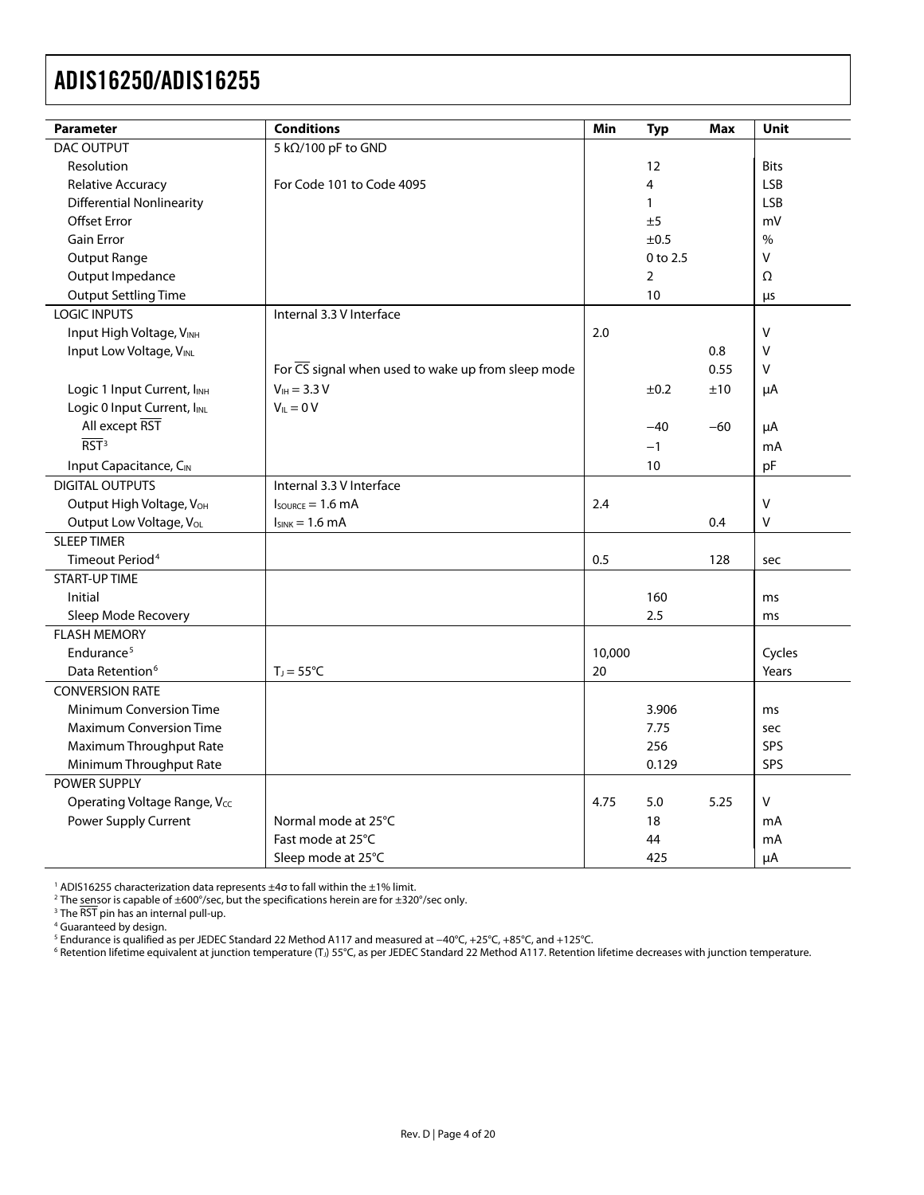| Parameter | Conditions | Min | Typ | Max | Unit |
|---|---|---|---|---|---|
| DAC OUTPUT | 5 kΩ/100 pF to GND | | | | |
| Resolution | | | 12 | | Bits |
| Relative Accuracy | For Code 101 to Code 4095 | | 4 | | LSB |
| Differential Nonlinearity | | | 1 | | LSB |
| Offset Error | | | ±5 | | mV |
| Gain Error | | | ±0.5 | | % |
| Output Range | | | 0 to 2.5 | | V |
| Output Impedance | | | 2 | | Ω |
| Output Settling Time | | | 10 | | μs |
| LOGIC INPUTS | Internal 3.3 V Interface | | | | |
| Input High Voltage, $V_{INH}$ | | 2.0 | | | V |
| Input Low Voltage, $V_{INL}$ | | | | 0.8 | V |
| | For $\overline{CS}$ signal when used to wake up from sleep mode | | | 0.55 | V |
| Logic 1 Input Current, $I_{INH}$ | $V_{IH}$ = 3.3 V | | ±0.2 | ±10 | μA |
| Logic 0 Input Current, $I_{INL}$ | $V_{IL}$ = 0 V | | | | |
| All except $\overline{RST}$ | | | −40 | −60 | μA |
| $\overline{RST}$[3] | | | −1 | | mA |
| Input Capacitance, $C_{IN}$ | | | 10 | | pF |
| DIGITAL OUTPUTS | Internal 3.3 V Interface | | | | |
| Output High Voltage, $V_{OH}$ | $I_{SOURCE}$ = 1.6 mA | 2.4 | | | V |
| Output Low Voltage, $V_{OL}$ | $I_{SINK}$ = 1.6 mA | | | 0.4 | V |
| SLEEP TIMER | | | | | |
| Timeout Period[4] | | 0.5 | | 128 | sec |
| START-UP TIME | | | | | |
| Initial | | | 160 | | ms |
| Sleep Mode Recovery | | | 2.5 | | ms |
| FLASH MEMORY | | | | | |
| Endurance[5] | | 10,000 | | | Cycles |
| Data Retention[6] | $T_J$ = 55°C | 20 | | | Years |
| CONVERSION RATE | | | | | |
| Minimum Conversion Time | | | 3.906 | | ms |
| Maximum Conversion Time | | | 7.75 | | sec |
| Maximum Throughput Rate | | | 256 | | SPS |
| Minimum Throughput Rate | | | 0.129 | | SPS |
| POWER SUPPLY | | | | | |
| Operating Voltage Range, $V_{CC}$ | | 4.75 | 5.0 | 5.25 | V |
| Power Supply Current | Normal mode at 25°C | | 18 | | mA |
| | Fast mode at 25°C | | 44 | | mA |
| | Sleep mode at 25°C | | 425 | | μA |

[1] ADIS16255 characterization data represents ±4σ to fall within the ±1% limit.
[2] The sensor is capable of ±600°/sec, but the specifications herein are for ±320°/sec only.
[3] The $\overline{RST}$ pin has an internal pull-up.
[4] Guaranteed by design.
[5] Endurance is qualified as per JEDEC Standard 22 Method A117 and measured at −40°C, +25°C, +85°C, and +125°C.
[6] Retention lifetime equivalent at junction temperature ($T_J$) 55°C, as per JEDEC Standard 22 Method A117. Retention lifetime decreases with junction temperature.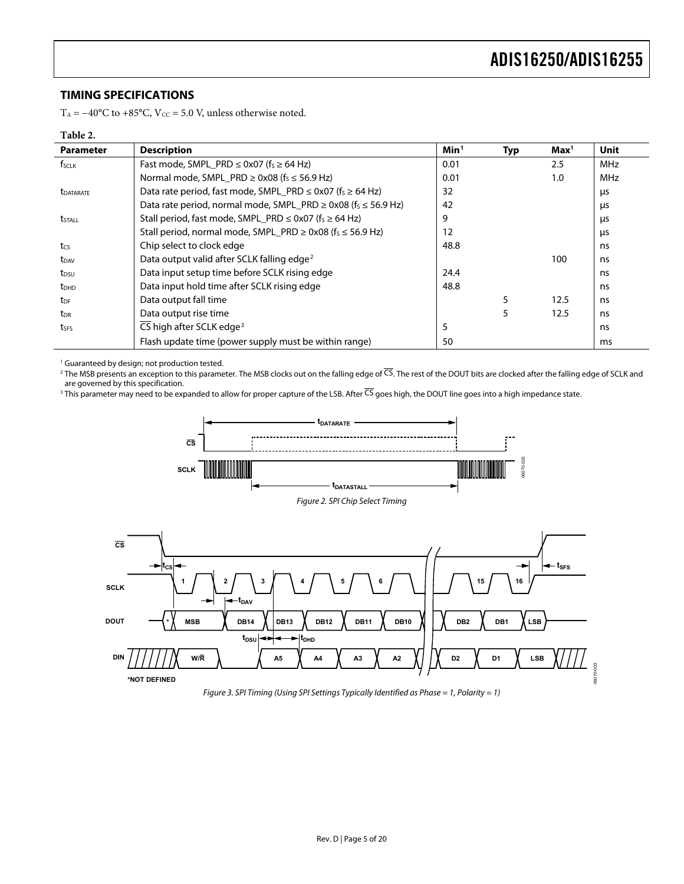## TIMING SPECIFICATIONS

$T_A = -40°C$ to $+85°C$, $V_{CC} = 5.0$ V, unless otherwise noted.

**Table 2.**

| Parameter | Description | Min[1] | Typ | Max[1] | Unit |
|---|---|---|---|---|---|
| $f_{SCLK}$ | Fast mode, SMPL_PRD ≤ 0x07 ($f_S$ ≥ 64 Hz) | 0.01 | | 2.5 | MHz |
| | Normal mode, SMPL_PRD ≥ 0x08 ($f_S$ ≤ 56.9 Hz) | 0.01 | | 1.0 | MHz |
| $t_{DATARATE}$ | Data rate period, fast mode, SMPL_PRD ≤ 0x07 ($f_S$ ≥ 64 Hz) | 32 | | | μs |
| | Data rate period, normal mode, SMPL_PRD ≥ 0x08 ($f_S$ ≤ 56.9 Hz) | 42 | | | μs |
| $t_{STALL}$ | Stall period, fast mode, SMPL_PRD ≤ 0x07 ($f_S$ ≥ 64 Hz) | 9 | | | μs |
| | Stall period, normal mode, SMPL_PRD ≥ 0x08 ($f_S$ ≤ 56.9 Hz) | 12 | | | μs |
| $t_{CS}$ | Chip select to clock edge | 48.8 | | | ns |
| $t_{DAV}$ | Data output valid after SCLK falling edge[2] | | | 100 | ns |
| $t_{DSU}$ | Data input setup time before SCLK rising edge | 24.4 | | | ns |
| $t_{DHD}$ | Data input hold time after SCLK rising edge | 48.8 | | | ns |
| $t_{DF}$ | Data output fall time | | 5 | 12.5 | ns |
| $t_{DR}$ | Data output rise time | | 5 | 12.5 | ns |
| $t_{SFS}$ | $\overline{CS}$ high after SCLK edge[3] | 5 | | | ns |
| | Flash update time (power supply must be within range) | 50 | | | ms |

[1] Guaranteed by design; not production tested.

[2] The MSB presents an exception to this parameter. The MSB clocks out on the falling edge of $\overline{CS}$. The rest of the DOUT bits are clocked after the falling edge of SCLK and are governed by this specification.

[3] This parameter may need to be expanded to allow for proper capture of the LSB. After $\overline{CS}$ goes high, the DOUT line goes into a high impedance state.

*Figure 2. SPI Chip Select Timing*

*Figure 3. SPI Timing (Using SPI Settings Typically Identified as Phase = 1, Polarity = 1)*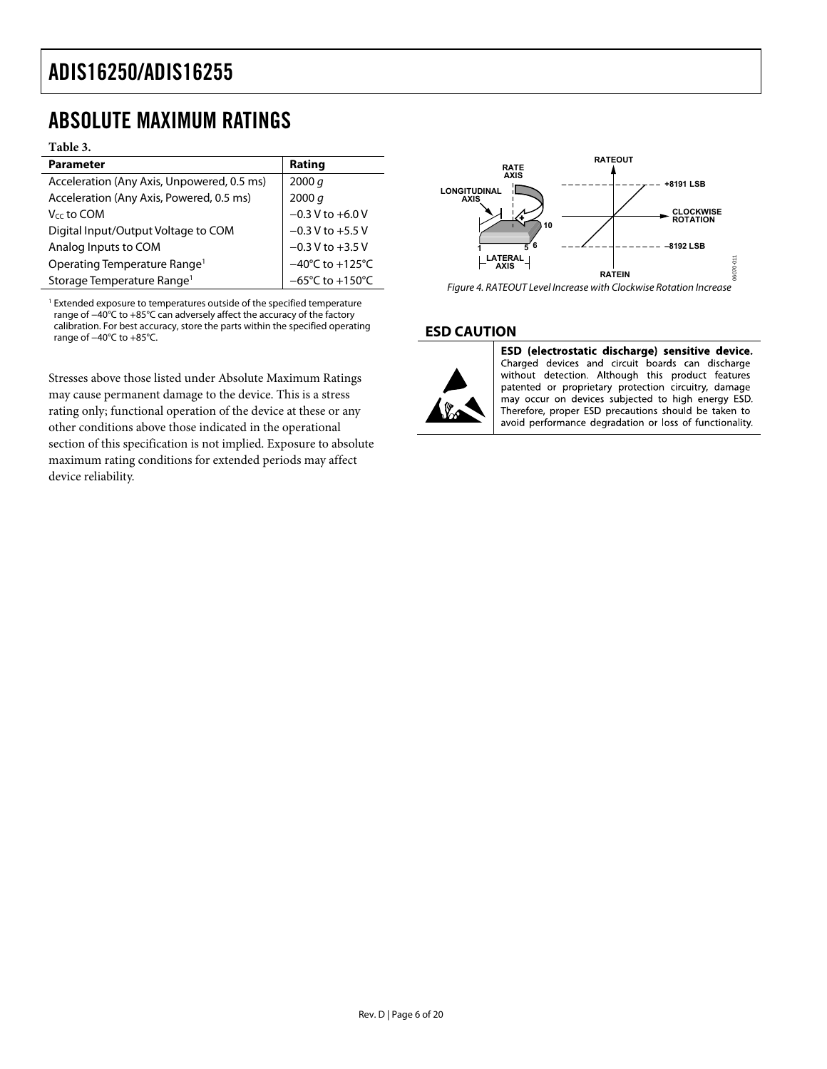## ABSOLUTE MAXIMUM RATINGS

**Table 3.**

| Parameter | Rating |
|---|---|
| Acceleration (Any Axis, Unpowered, 0.5 ms) | 2000 *g* |
| Acceleration (Any Axis, Powered, 0.5 ms) | 2000 *g* |
| $V_{CC}$ to COM | −0.3 V to +6.0 V |
| Digital Input/Output Voltage to COM | −0.3 V to +5.5 V |
| Analog Inputs to COM | −0.3 V to +3.5 V |
| Operating Temperature Range[1] | −40°C to +125°C |
| Storage Temperature Range[1] | −65°C to +150°C |

[1] Extended exposure to temperatures outside of the specified temperature range of −40°C to +85°C can adversely affect the accuracy of the factory calibration. For best accuracy, store the parts within the specified operating range of −40°C to +85°C.

Stresses above those listed under Absolute Maximum Ratings may cause permanent damage to the device. This is a stress rating only; functional operation of the device at these or any other conditions above those indicated in the operational section of this specification is not implied. Exposure to absolute maximum rating conditions for extended periods may affect device reliability.

*Figure 4. RATEOUT Level Increase with Clockwise Rotation Increase*

### ESD CAUTION

**ESD (electrostatic discharge) sensitive device.** Charged devices and circuit boards can discharge without detection. Although this product features patented or proprietary protection circuitry, damage may occur on devices subjected to high energy ESD. Therefore, proper ESD precautions should be taken to avoid performance degradation or loss of functionality.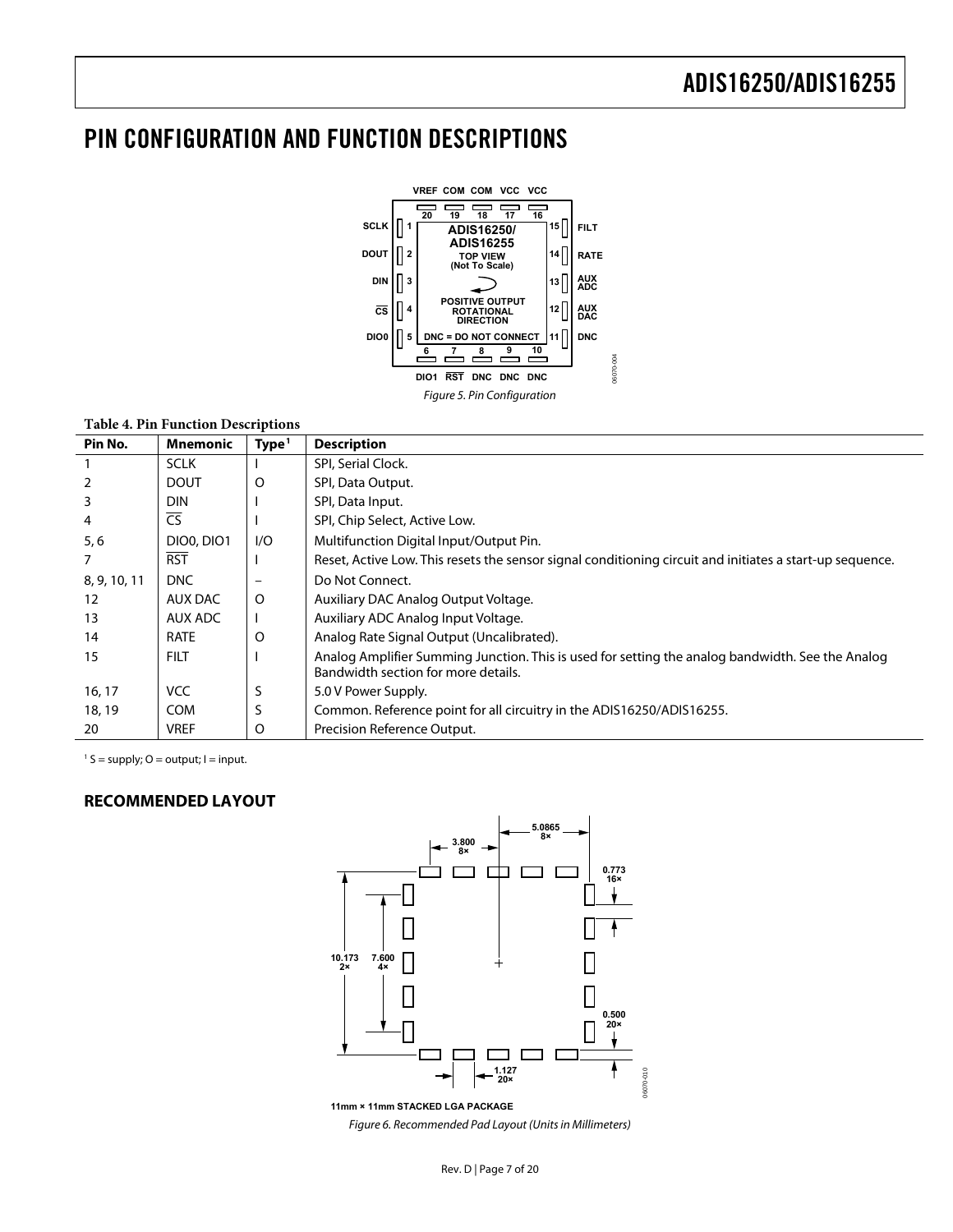## PIN CONFIGURATION AND FUNCTION DESCRIPTIONS

*Figure 5. Pin Configuration*

**Table 4. Pin Function Descriptions**

| Pin No. | Mnemonic | Type[1] | Description |
|---|---|---|---|
| 1 | SCLK | I | SPI, Serial Clock. |
| 2 | DOUT | O | SPI, Data Output. |
| 3 | DIN | I | SPI, Data Input. |
| 4 | $\overline{CS}$ | I | SPI, Chip Select, Active Low. |
| 5, 6 | DIO0, DIO1 | I/O | Multifunction Digital Input/Output Pin. |
| 7 | $\overline{RST}$ | I | Reset, Active Low. This resets the sensor signal conditioning circuit and initiates a start-up sequence. |
| 8, 9, 10, 11 | DNC | – | Do Not Connect. |
| 12 | AUX DAC | O | Auxiliary DAC Analog Output Voltage. |
| 13 | AUX ADC | I | Auxiliary ADC Analog Input Voltage. |
| 14 | RATE | O | Analog Rate Signal Output (Uncalibrated). |
| 15 | FILT | I | Analog Amplifier Summing Junction. This is used for setting the analog bandwidth. See the Analog Bandwidth section for more details. |
| 16, 17 | VCC | S | 5.0 V Power Supply. |
| 18, 19 | COM | S | Common. Reference point for all circuitry in the ADIS16250/ADIS16255. |
| 20 | VREF | O | Precision Reference Output. |

[1] S = supply; O = output; I = input.

### RECOMMENDED LAYOUT

*Figure 6. Recommended Pad Layout (Units in Millimeters)*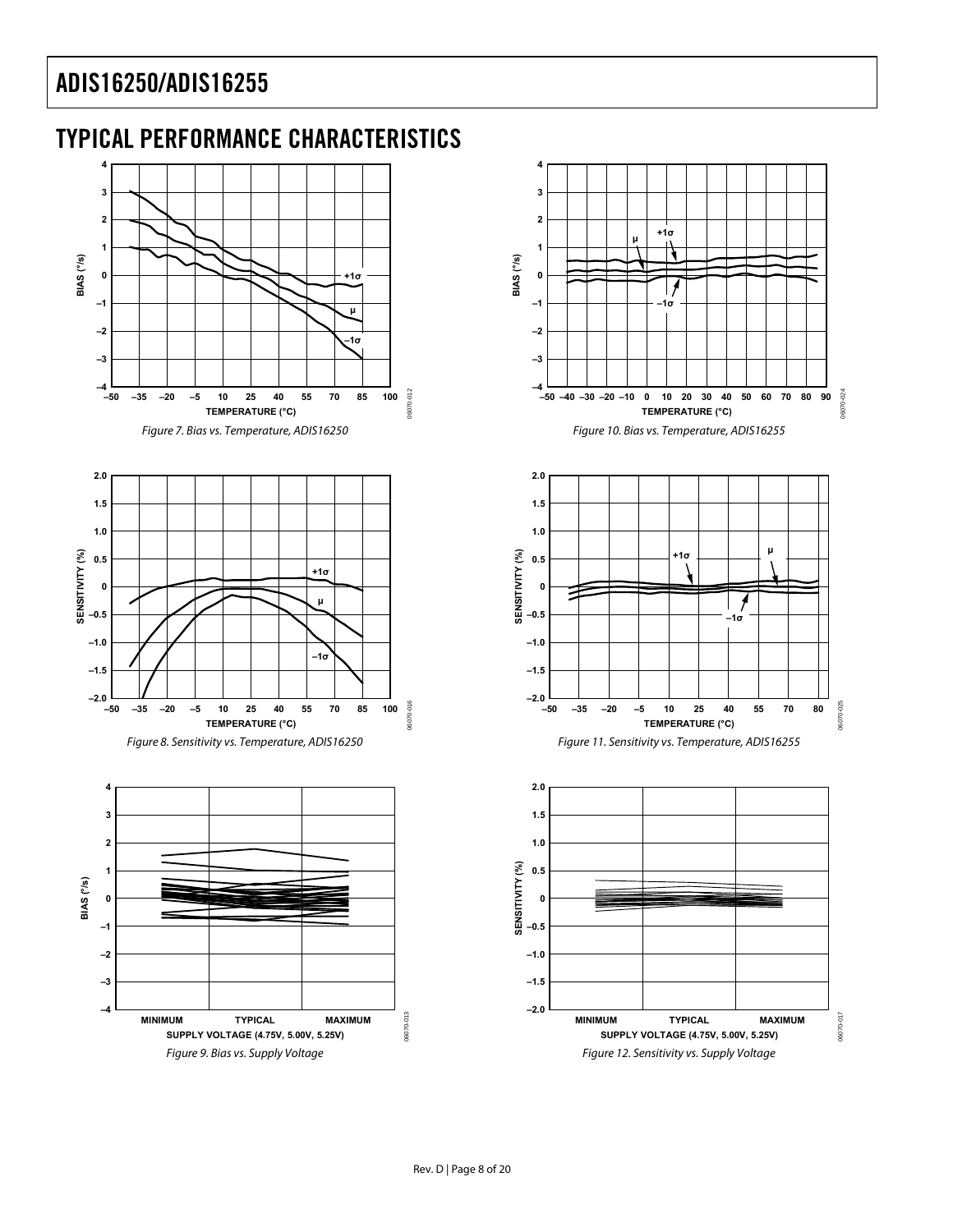## TYPICAL PERFORMANCE CHARACTERISTICS

*Figure 7. Bias vs. Temperature, ADIS16250*

*Figure 10. Bias vs. Temperature, ADIS16255*

*Figure 8. Sensitivity vs. Temperature, ADIS16250*

*Figure 11. Sensitivity vs. Temperature, ADIS16255*

*Figure 9. Bias vs. Supply Voltage*

*Figure 12. Sensitivity vs. Supply Voltage*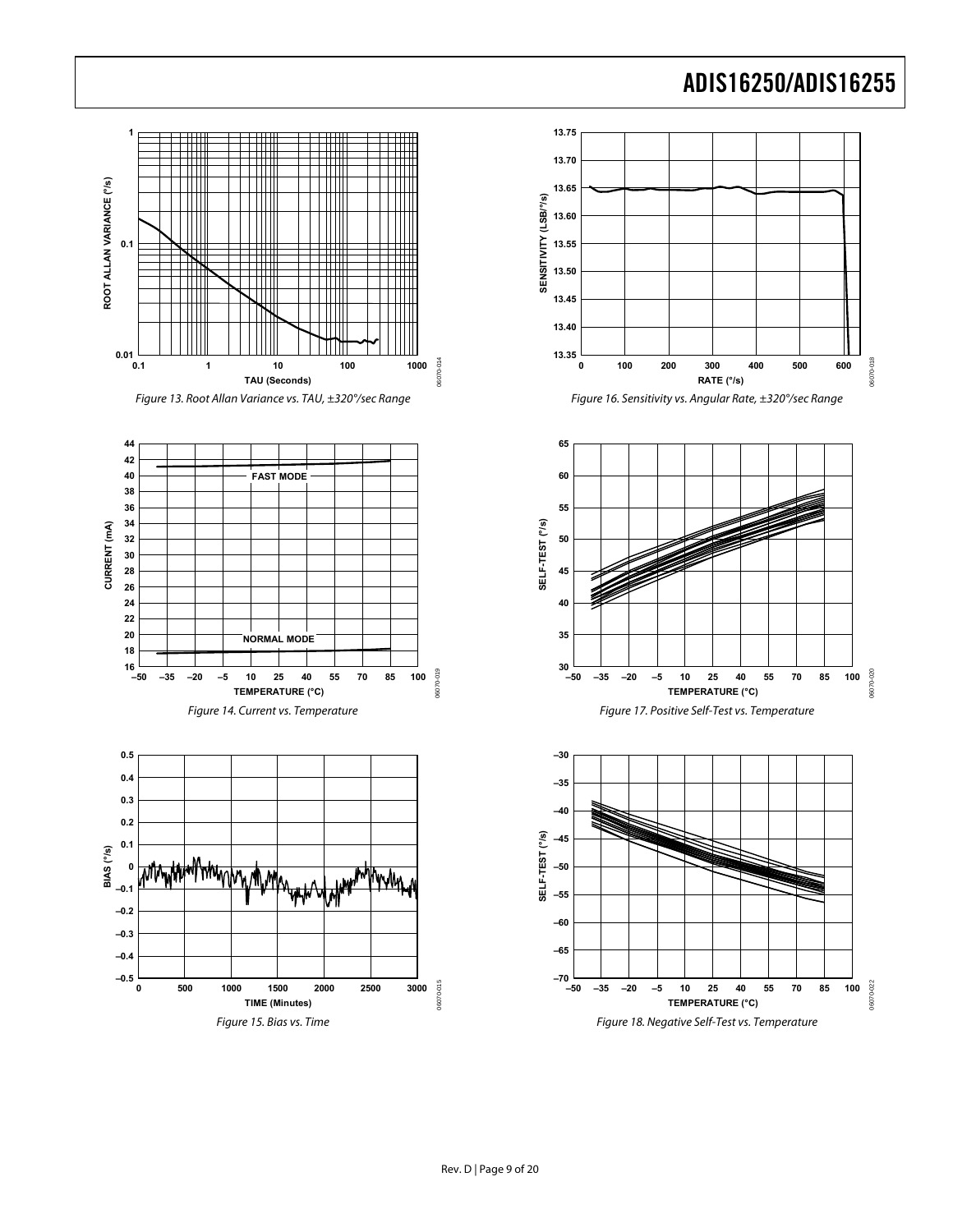Figure 13. Root Allan Variance vs. TAU, ±320°/sec Range

Figure 14. Current vs. Temperature

Figure 15. Bias vs. Time

Figure 16. Sensitivity vs. Angular Rate, ±320°/sec Range

Figure 17. Positive Self-Test vs. Temperature

Figure 18. Negative Self-Test vs. Temperature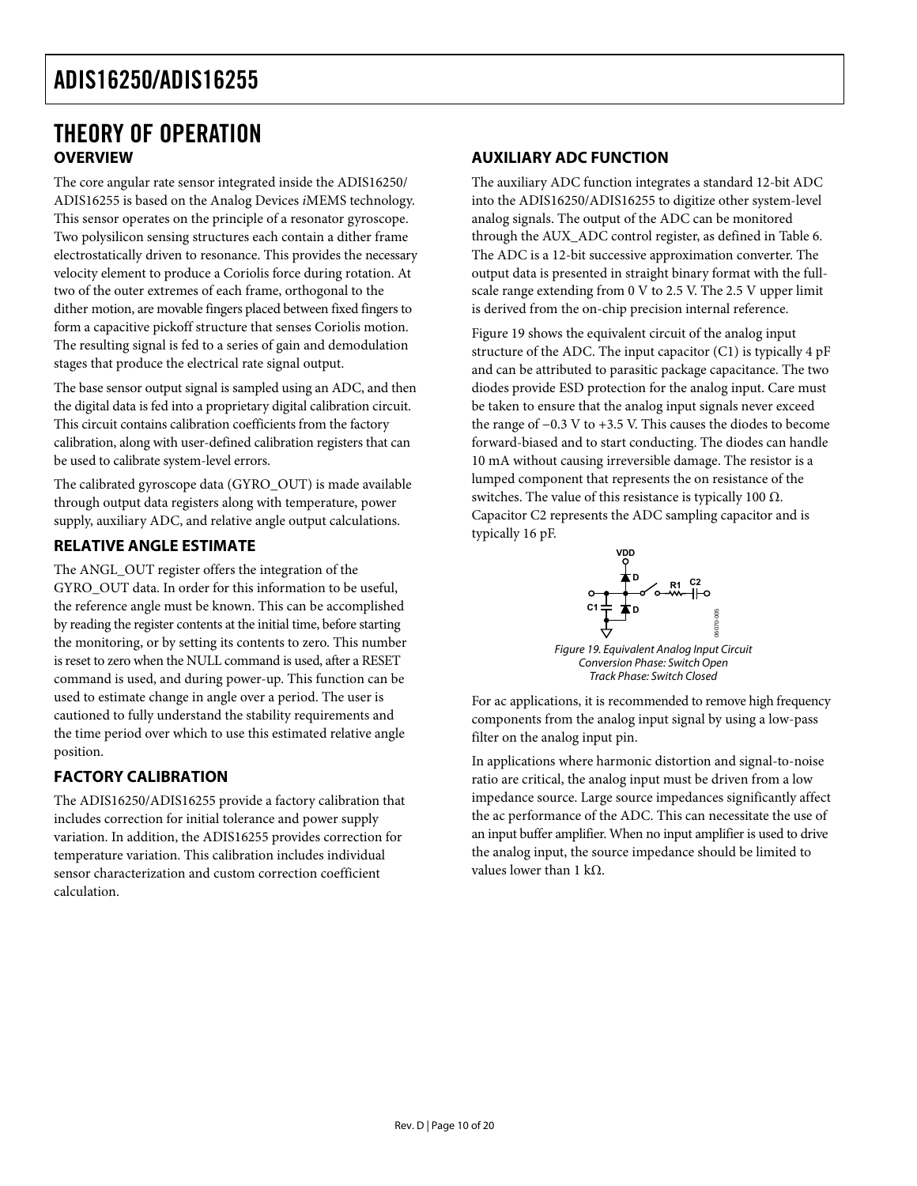# THEORY OF OPERATION

## OVERVIEW

The core angular rate sensor integrated inside the ADIS16250/ADIS16255 is based on the Analog Devices *i*MEMS technology. This sensor operates on the principle of a resonator gyroscope. Two polysilicon sensing structures each contain a dither frame electrostatically driven to resonance. This provides the necessary velocity element to produce a Coriolis force during rotation. At two of the outer extremes of each frame, orthogonal to the dither motion, are movable fingers placed between fixed fingers to form a capacitive pickoff structure that senses Coriolis motion. The resulting signal is fed to a series of gain and demodulation stages that produce the electrical rate signal output.

The base sensor output signal is sampled using an ADC, and then the digital data is fed into a proprietary digital calibration circuit. This circuit contains calibration coefficients from the factory calibration, along with user-defined calibration registers that can be used to calibrate system-level errors.

The calibrated gyroscope data (GYRO_OUT) is made available through output data registers along with temperature, power supply, auxiliary ADC, and relative angle output calculations.

## RELATIVE ANGLE ESTIMATE

The ANGL_OUT register offers the integration of the GYRO_OUT data. In order for this information to be useful, the reference angle must be known. This can be accomplished by reading the register contents at the initial time, before starting the monitoring, or by setting its contents to zero. This number is reset to zero when the NULL command is used, after a RESET command is used, and during power-up. This function can be used to estimate change in angle over a period. The user is cautioned to fully understand the stability requirements and the time period over which to use this estimated relative angle position.

## FACTORY CALIBRATION

The ADIS16250/ADIS16255 provide a factory calibration that includes correction for initial tolerance and power supply variation. In addition, the ADIS16255 provides correction for temperature variation. This calibration includes individual sensor characterization and custom correction coefficient calculation.

## AUXILIARY ADC FUNCTION

The auxiliary ADC function integrates a standard 12-bit ADC into the ADIS16250/ADIS16255 to digitize other system-level analog signals. The output of the ADC can be monitored through the AUX_ADC control register, as defined in Table 6. The ADC is a 12-bit successive approximation converter. The output data is presented in straight binary format with the full-scale range extending from 0 V to 2.5 V. The 2.5 V upper limit is derived from the on-chip precision internal reference.

Figure 19 shows the equivalent circuit of the analog input structure of the ADC. The input capacitor (C1) is typically 4 pF and can be attributed to parasitic package capacitance. The two diodes provide ESD protection for the analog input. Care must be taken to ensure that the analog input signals never exceed the range of −0.3 V to +3.5 V. This causes the diodes to become forward-biased and to start conducting. The diodes can handle 10 mA without causing irreversible damage. The resistor is a lumped component that represents the on resistance of the switches. The value of this resistance is typically 100 Ω. Capacitor C2 represents the ADC sampling capacitor and is typically 16 pF.

*Figure 19. Equivalent Analog Input Circuit Conversion Phase: Switch Open Track Phase: Switch Closed*

For ac applications, it is recommended to remove high frequency components from the analog input signal by using a low-pass filter on the analog input pin.

In applications where harmonic distortion and signal-to-noise ratio are critical, the analog input must be driven from a low impedance source. Large source impedances significantly affect the ac performance of the ADC. This can necessitate the use of an input buffer amplifier. When no input amplifier is used to drive the analog input, the source impedance should be limited to values lower than 1 kΩ.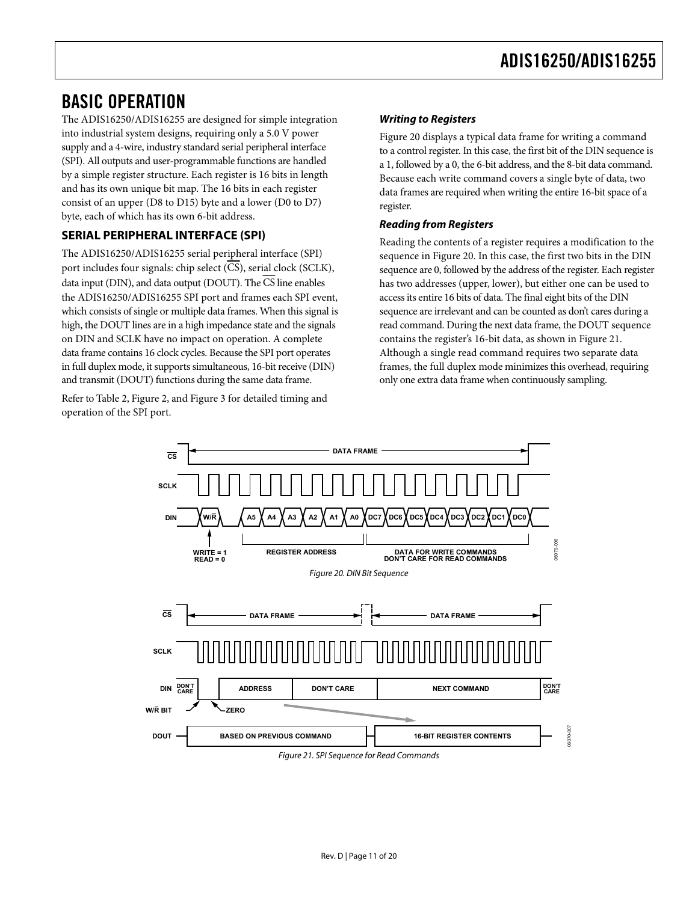# BASIC OPERATION

The ADIS16250/ADIS16255 are designed for simple integration into industrial system designs, requiring only a 5.0 V power supply and a 4-wire, industry standard serial peripheral interface (SPI). All outputs and user-programmable functions are handled by a simple register structure. Each register is 16 bits in length and has its own unique bit map. The 16 bits in each register consist of an upper (D8 to D15) byte and a lower (D0 to D7) byte, each of which has its own 6-bit address.

## SERIAL PERIPHERAL INTERFACE (SPI)

The ADIS16250/ADIS16255 serial peripheral interface (SPI) port includes four signals: chip select ($\overline{CS}$), serial clock (SCLK), data input (DIN), and data output (DOUT). The $\overline{CS}$ line enables the ADIS16250/ADIS16255 SPI port and frames each SPI event, which consists of single or multiple data frames. When this signal is high, the DOUT lines are in a high impedance state and the signals on DIN and SCLK have no impact on operation. A complete data frame contains 16 clock cycles. Because the SPI port operates in full duplex mode, it supports simultaneous, 16-bit receive (DIN) and transmit (DOUT) functions during the same data frame.

Refer to Table 2, Figure 2, and Figure 3 for detailed timing and operation of the SPI port.

### *Writing to Registers*

Figure 20 displays a typical data frame for writing a command to a control register. In this case, the first bit of the DIN sequence is a 1, followed by a 0, the 6-bit address, and the 8-bit data command. Because each write command covers a single byte of data, two data frames are required when writing the entire 16-bit space of a register.

### *Reading from Registers*

Reading the contents of a register requires a modification to the sequence in Figure 20. In this case, the first two bits in the DIN sequence are 0, followed by the address of the register. Each register has two addresses (upper, lower), but either one can be used to access its entire 16 bits of data. The final eight bits of the DIN sequence are irrelevant and can be counted as don't cares during a read command. During the next data frame, the DOUT sequence contains the register's 16-bit data, as shown in Figure 21. Although a single read command requires two separate data frames, the full duplex mode minimizes this overhead, requiring only one extra data frame when continuously sampling.

*Figure 20. DIN Bit Sequence*

*Figure 21. SPI Sequence for Read Commands*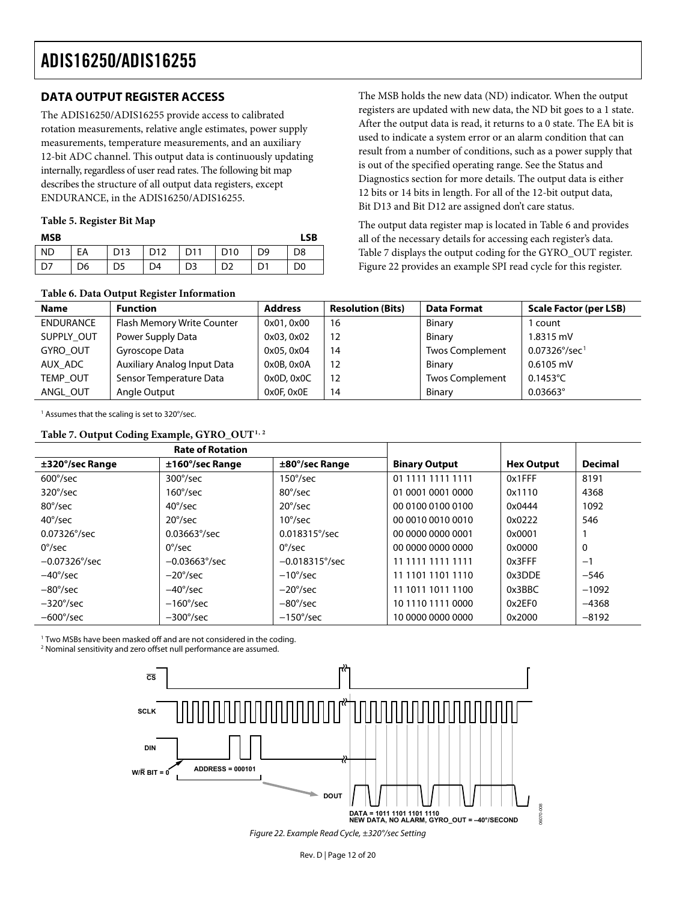## DATA OUTPUT REGISTER ACCESS

The ADIS16250/ADIS16255 provide access to calibrated rotation measurements, relative angle estimates, power supply measurements, temperature measurements, and an auxiliary 12-bit ADC channel. This output data is continuously updating internally, regardless of user read rates. The following bit map describes the structure of all output data registers, except ENDURANCE, in the ADIS16250/ADIS16255.

**Table 5. Register Bit Map**

| MSB | | | | | | | LSB |
|---|---|---|---|---|---|---|---|
| ND | EA | D13 | D12 | D11 | D10 | D9 | D8 |
| D7 | D6 | D5 | D4 | D3 | D2 | D1 | D0 |

The MSB holds the new data (ND) indicator. When the output registers are updated with new data, the ND bit goes to a 1 state. After the output data is read, it returns to a 0 state. The EA bit is used to indicate a system error or an alarm condition that can result from a number of conditions, such as a power supply that is out of the specified operating range. See the Status and Diagnostics section for more details. The output data is either 12 bits or 14 bits in length. For all of the 12-bit output data, Bit D13 and Bit D12 are assigned don't care status.

The output data register map is located in Table 6 and provides all of the necessary details for accessing each register's data. Table 7 displays the output coding for the GYRO_OUT register. Figure 22 provides an example SPI read cycle for this register.

**Table 6. Data Output Register Information**

| Name | Function | Address | Resolution (Bits) | Data Format | Scale Factor (per LSB) |
|---|---|---|---|---|---|
| ENDURANCE | Flash Memory Write Counter | 0x01, 0x00 | 16 | Binary | 1 count |
| SUPPLY_OUT | Power Supply Data | 0x03, 0x02 | 12 | Binary | 1.8315 mV |
| GYRO_OUT | Gyroscope Data | 0x05, 0x04 | 14 | Twos Complement | 0.07326°/sec[1] |
| AUX_ADC | Auxiliary Analog Input Data | 0x0B, 0x0A | 12 | Binary | 0.6105 mV |
| TEMP_OUT | Sensor Temperature Data | 0x0D, 0x0C | 12 | Twos Complement | 0.1453°C |
| ANGL_OUT | Angle Output | 0x0F, 0x0E | 14 | Binary | 0.03663° |

[1] Assumes that the scaling is set to 320°/sec.

**Table 7. Output Coding Example, GYRO_OUT[1, 2]**

| Rate of Rotation | | | | | |
|---|---|---|---|---|---|
| ±320°/sec Range | ±160°/sec Range | ±80°/sec Range | Binary Output | Hex Output | Decimal |
| 600°/sec | 300°/sec | 150°/sec | 01 1111 1111 1111 | 0x1FFF | 8191 |
| 320°/sec | 160°/sec | 80°/sec | 01 0001 0001 0000 | 0x1110 | 4368 |
| 80°/sec | 40°/sec | 20°/sec | 00 0100 0100 0100 | 0x0444 | 1092 |
| 40°/sec | 20°/sec | 10°/sec | 00 0010 0010 0010 | 0x0222 | 546 |
| 0.07326°/sec | 0.03663°/sec | 0.018315°/sec | 00 0000 0000 0001 | 0x0001 | 1 |
| 0°/sec | 0°/sec | 0°/sec | 00 0000 0000 0000 | 0x0000 | 0 |
| −0.07326°/sec | −0.03663°/sec | −0.018315°/sec | 11 1111 1111 1111 | 0x3FFF | −1 |
| −40°/sec | −20°/sec | −10°/sec | 11 1101 1101 1110 | 0x3DDE | −546 |
| −80°/sec | −40°/sec | −20°/sec | 11 1011 1011 1100 | 0x3BBC | −1092 |
| −320°/sec | −160°/sec | −80°/sec | 10 1110 1111 0000 | 0x2EF0 | −4368 |
| −600°/sec | −300°/sec | −150°/sec | 10 0000 0000 0000 | 0x2000 | −8192 |

[1] Two MSBs have been masked off and are not considered in the coding.
[2] Nominal sensitivity and zero offset null performance are assumed.

CS
SCLK
DIN
W/R BIT = 0
ADDRESS = 000101
DOUT
DATA = 1011 1101 1101 1110
NEW DATA, NO ALARM, GYRO_OUT = –40°/SECOND

*Figure 22. Example Read Cycle, ±320°/sec Setting*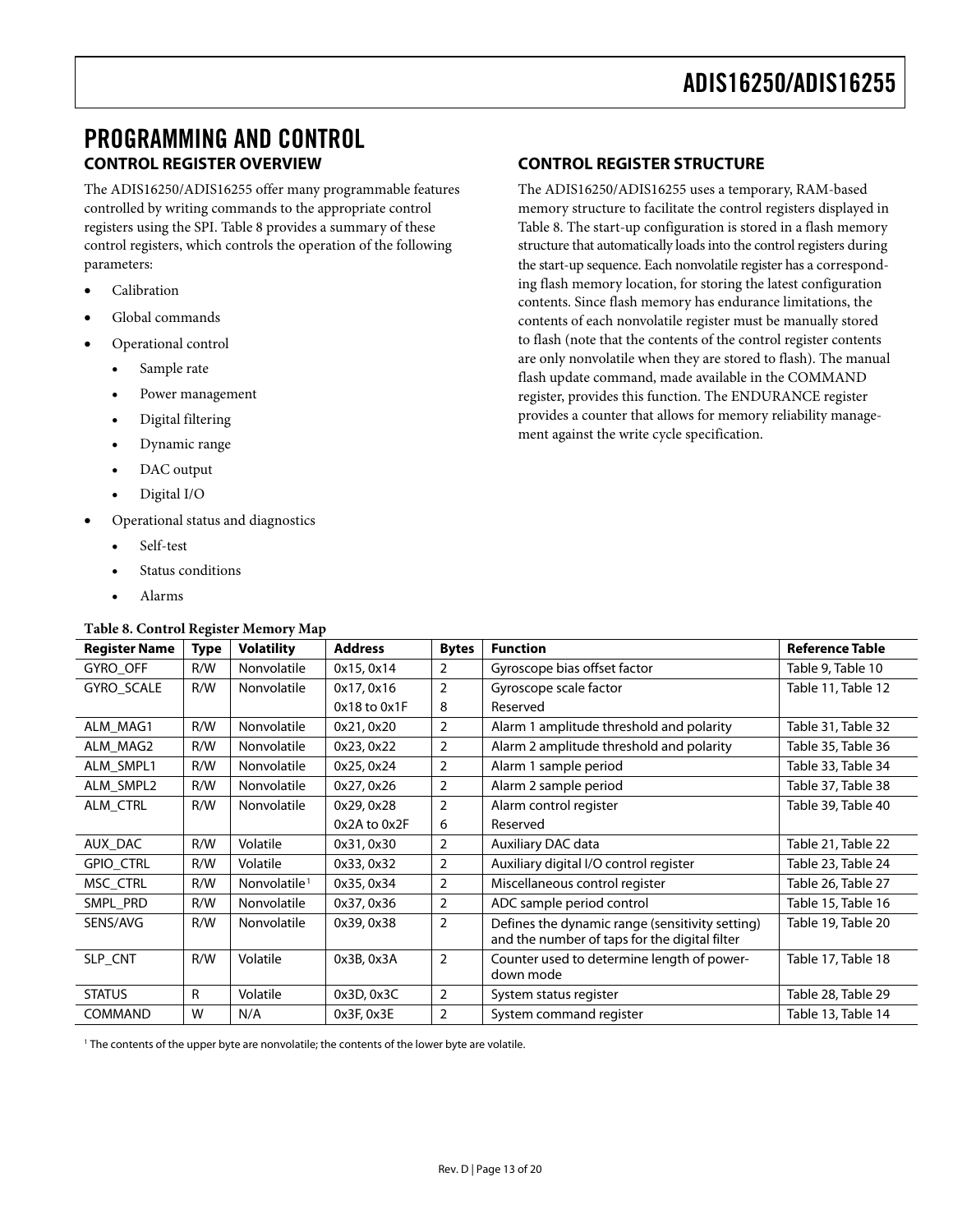# PROGRAMMING AND CONTROL

## CONTROL REGISTER OVERVIEW

The ADIS16250/ADIS16255 offer many programmable features controlled by writing commands to the appropriate control registers using the SPI. Table 8 provides a summary of these control registers, which controls the operation of the following parameters:

- Calibration
- Global commands
- Operational control
  - Sample rate
  - Power management
  - Digital filtering
  - Dynamic range
  - DAC output
  - Digital I/O
- Operational status and diagnostics
  - Self-test
  - Status conditions
  - Alarms

## CONTROL REGISTER STRUCTURE

The ADIS16250/ADIS16255 uses a temporary, RAM-based memory structure to facilitate the control registers displayed in Table 8. The start-up configuration is stored in a flash memory structure that automatically loads into the control registers during the start-up sequence. Each nonvolatile register has a corresponding flash memory location, for storing the latest configuration contents. Since flash memory has endurance limitations, the contents of each nonvolatile register must be manually stored to flash (note that the contents of the control register contents are only nonvolatile when they are stored to flash). The manual flash update command, made available in the COMMAND register, provides this function. The ENDURANCE register provides a counter that allows for memory reliability management against the write cycle specification.

**Table 8. Control Register Memory Map**

| Register Name | Type | Volatility | Address | Bytes | Function | Reference Table |
|---|---|---|---|---|---|---|
| GYRO_OFF | R/W | Nonvolatile | 0x15, 0x14 | 2 | Gyroscope bias offset factor | Table 9, Table 10 |
| GYRO_SCALE | R/W | Nonvolatile | 0x17, 0x16 | 2 | Gyroscope scale factor | Table 11, Table 12 |
| | | | 0x18 to 0x1F | 8 | Reserved | |
| ALM_MAG1 | R/W | Nonvolatile | 0x21, 0x20 | 2 | Alarm 1 amplitude threshold and polarity | Table 31, Table 32 |
| ALM_MAG2 | R/W | Nonvolatile | 0x23, 0x22 | 2 | Alarm 2 amplitude threshold and polarity | Table 35, Table 36 |
| ALM_SMPL1 | R/W | Nonvolatile | 0x25, 0x24 | 2 | Alarm 1 sample period | Table 33, Table 34 |
| ALM_SMPL2 | R/W | Nonvolatile | 0x27, 0x26 | 2 | Alarm 2 sample period | Table 37, Table 38 |
| ALM_CTRL | R/W | Nonvolatile | 0x29, 0x28 | 2 | Alarm control register | Table 39, Table 40 |
| | | | 0x2A to 0x2F | 6 | Reserved | |
| AUX_DAC | R/W | Volatile | 0x31, 0x30 | 2 | Auxiliary DAC data | Table 21, Table 22 |
| GPIO_CTRL | R/W | Volatile | 0x33, 0x32 | 2 | Auxiliary digital I/O control register | Table 23, Table 24 |
| MSC_CTRL | R/W | Nonvolatile[1] | 0x35, 0x34 | 2 | Miscellaneous control register | Table 26, Table 27 |
| SMPL_PRD | R/W | Nonvolatile | 0x37, 0x36 | 2 | ADC sample period control | Table 15, Table 16 |
| SENS/AVG | R/W | Nonvolatile | 0x39, 0x38 | 2 | Defines the dynamic range (sensitivity setting) and the number of taps for the digital filter | Table 19, Table 20 |
| SLP_CNT | R/W | Volatile | 0x3B, 0x3A | 2 | Counter used to determine length of power-down mode | Table 17, Table 18 |
| STATUS | R | Volatile | 0x3D, 0x3C | 2 | System status register | Table 28, Table 29 |
| COMMAND | W | N/A | 0x3F, 0x3E | 2 | System command register | Table 13, Table 14 |

[1] The contents of the upper byte are nonvolatile; the contents of the lower byte are volatile.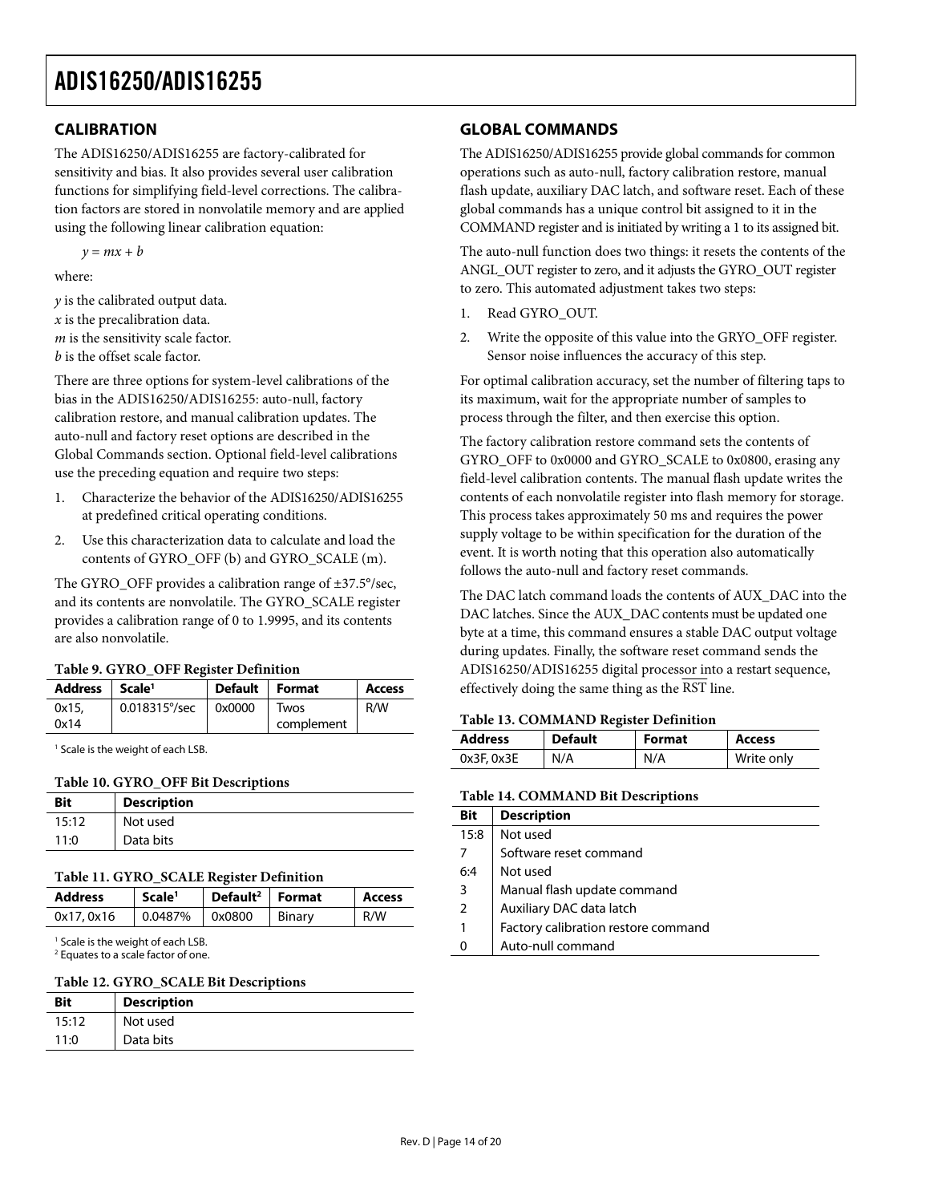## CALIBRATION

The ADIS16250/ADIS16255 are factory-calibrated for sensitivity and bias. It also provides several user calibration functions for simplifying field-level corrections. The calibration factors are stored in nonvolatile memory and are applied using the following linear calibration equation:

$$y = mx + b$$

where:

$y$ is the calibrated output data.
$x$ is the precalibration data.
$m$ is the sensitivity scale factor.
$b$ is the offset scale factor.

There are three options for system-level calibrations of the bias in the ADIS16250/ADIS16255: auto-null, factory calibration restore, and manual calibration updates. The auto-null and factory reset options are described in the Global Commands section. Optional field-level calibrations use the preceding equation and require two steps:

1. Characterize the behavior of the ADIS16250/ADIS16255 at predefined critical operating conditions.
2. Use this characterization data to calculate and load the contents of GYRO_OFF (b) and GYRO_SCALE (m).

The GYRO_OFF provides a calibration range of ±37.5°/sec, and its contents are nonvolatile. The GYRO_SCALE register provides a calibration range of 0 to 1.9995, and its contents are also nonvolatile.

**Table 9. GYRO_OFF Register Definition**

| Address | Scale[1] | Default | Format | Access |
|---|---|---|---|---|
| 0x15, 0x14 | 0.018315°/sec | 0x0000 | Twos complement | R/W |

[1] Scale is the weight of each LSB.

**Table 10. GYRO_OFF Bit Descriptions**

| Bit | Description |
|---|---|
| 15:12 | Not used |
| 11:0 | Data bits |

**Table 11. GYRO_SCALE Register Definition**

| Address | Scale[1] | Default[2] | Format | Access |
|---|---|---|---|---|
| 0x17, 0x16 | 0.0487% | 0x0800 | Binary | R/W |

[1] Scale is the weight of each LSB.
[2] Equates to a scale factor of one.

**Table 12. GYRO_SCALE Bit Descriptions**

| Bit | Description |
|---|---|
| 15:12 | Not used |
| 11:0 | Data bits |

## GLOBAL COMMANDS

The ADIS16250/ADIS16255 provide global commands for common operations such as auto-null, factory calibration restore, manual flash update, auxiliary DAC latch, and software reset. Each of these global commands has a unique control bit assigned to it in the COMMAND register and is initiated by writing a 1 to its assigned bit.

The auto-null function does two things: it resets the contents of the ANGL_OUT register to zero, and it adjusts the GYRO_OUT register to zero. This automated adjustment takes two steps:

1. Read GYRO_OUT.
2. Write the opposite of this value into the GRYO_OFF register. Sensor noise influences the accuracy of this step.

For optimal calibration accuracy, set the number of filtering taps to its maximum, wait for the appropriate number of samples to process through the filter, and then exercise this option.

The factory calibration restore command sets the contents of GYRO_OFF to 0x0000 and GYRO_SCALE to 0x0800, erasing any field-level calibration contents. The manual flash update writes the contents of each nonvolatile register into flash memory for storage. This process takes approximately 50 ms and requires the power supply voltage to be within specification for the duration of the event. It is worth noting that this operation also automatically follows the auto-null and factory reset commands.

The DAC latch command loads the contents of AUX_DAC into the DAC latches. Since the AUX_DAC contents must be updated one byte at a time, this command ensures a stable DAC output voltage during updates. Finally, the software reset command sends the ADIS16250/ADIS16255 digital processor into a restart sequence, effectively doing the same thing as the $\overline{\text{RST}}$ line.

**Table 13. COMMAND Register Definition**

| Address | Default | Format | Access |
|---|---|---|---|
| 0x3F, 0x3E | N/A | N/A | Write only |

**Table 14. COMMAND Bit Descriptions**

| Bit | Description |
|---|---|
| 15:8 | Not used |
| 7 | Software reset command |
| 6:4 | Not used |
| 3 | Manual flash update command |
| 2 | Auxiliary DAC data latch |
| 1 | Factory calibration restore command |
| 0 | Auto-null command |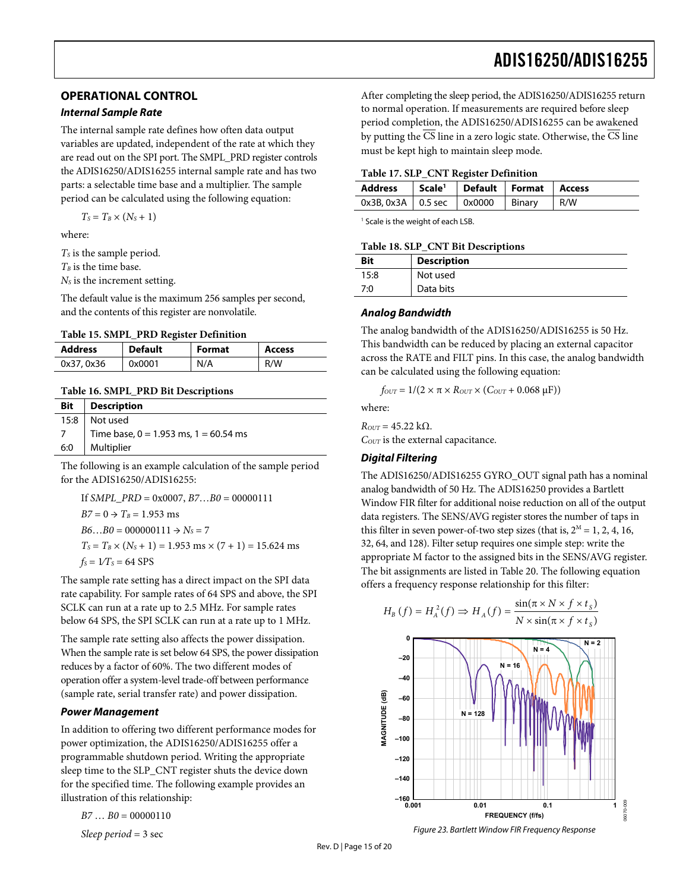## OPERATIONAL CONTROL

### Internal Sample Rate

The internal sample rate defines how often data output variables are updated, independent of the rate at which they are read out on the SPI port. The SMPL_PRD register controls the ADIS16250/ADIS16255 internal sample rate and has two parts: a selectable time base and a multiplier. The sample period can be calculated using the following equation:

$$T_S = T_B \times (N_S + 1)$$

where:

$T_S$ is the sample period.
$T_B$ is the time base.
$N_S$ is the increment setting.

The default value is the maximum 256 samples per second, and the contents of this register are nonvolatile.

**Table 15. SMPL_PRD Register Definition**

| Address | Default | Format | Access |
|---|---|---|---|
| 0x37, 0x36 | 0x0001 | N/A | R/W |

**Table 16. SMPL_PRD Bit Descriptions**

| Bit | Description |
|---|---|
| 15:8 | Not used |
| 7 | Time base, 0 = 1.953 ms, 1 = 60.54 ms |
| 6:0 | Multiplier |

The following is an example calculation of the sample period for the ADIS16250/ADIS16255:

If $SMPL\_PRD$ = 0x0007, $B7 \ldots B0$ = 00000111

$B7 = 0 \rightarrow T_B = 1.953$ ms

$B6 \ldots B0 = 000000111 \rightarrow N_S = 7$

$T_S = T_B \times (N_S + 1) = 1.953 \text{ ms} \times (7 + 1) = 15.624$ ms

$f_S = 1/T_S = 64$ SPS

The sample rate setting has a direct impact on the SPI data rate capability. For sample rates of 64 SPS and above, the SPI SCLK can run at a rate up to 2.5 MHz. For sample rates below 64 SPS, the SPI SCLK can run at a rate up to 1 MHz.

The sample rate setting also affects the power dissipation. When the sample rate is set below 64 SPS, the power dissipation reduces by a factor of 60%. The two different modes of operation offer a system-level trade-off between performance (sample rate, serial transfer rate) and power dissipation.

### Power Management

In addition to offering two different performance modes for power optimization, the ADIS16250/ADIS16255 offer a programmable shutdown period. Writing the appropriate sleep time to the SLP_CNT register shuts the device down for the specified time. The following example provides an illustration of this relationship:

$B7 \ldots B0$ = 00000110

*Sleep period* = 3 sec

After completing the sleep period, the ADIS16250/ADIS16255 return to normal operation. If measurements are required before sleep period completion, the ADIS16250/ADIS16255 can be awakened by putting the $\overline{CS}$ line in a zero logic state. Otherwise, the $\overline{CS}$ line must be kept high to maintain sleep mode.

**Table 17. SLP_CNT Register Definition**

| Address | Scale[1] | Default | Format | Access |
|---|---|---|---|---|
| 0x3B, 0x3A | 0.5 sec | 0x0000 | Binary | R/W |

[1] Scale is the weight of each LSB.

**Table 18. SLP_CNT Bit Descriptions**

| Bit | Description |
|---|---|
| 15:8 | Not used |
| 7:0 | Data bits |

### Analog Bandwidth

The analog bandwidth of the ADIS16250/ADIS16255 is 50 Hz. This bandwidth can be reduced by placing an external capacitor across the RATE and FILT pins. In this case, the analog bandwidth can be calculated using the following equation:

$$f_{OUT} = 1/(2 \times \pi \times R_{OUT} \times (C_{OUT} + 0.068 \text{ µF}))$$

where:

$R_{OUT}$ = 45.22 kΩ.
$C_{OUT}$ is the external capacitance.

### Digital Filtering

The ADIS16250/ADIS16255 GYRO_OUT signal path has a nominal analog bandwidth of 50 Hz. The ADIS16250 provides a Bartlett Window FIR filter for additional noise reduction on all of the output data registers. The SENS/AVG register stores the number of taps in this filter in seven power-of-two step sizes (that is, $2^M$ = 1, 2, 4, 16, 32, 64, and 128). Filter setup requires one simple step: write the appropriate M factor to the assigned bits in the SENS/AVG register. The bit assignments are listed in Table 20. The following equation offers a frequency response relationship for this filter:

$$H_B(f) = H_A^2(f) \Rightarrow H_A(f) = \frac{\sin(\pi \times N \times f \times t_S)}{N \times \sin(\pi \times f \times t_S)}$$

*Figure 23. Bartlett Window FIR Frequency Response*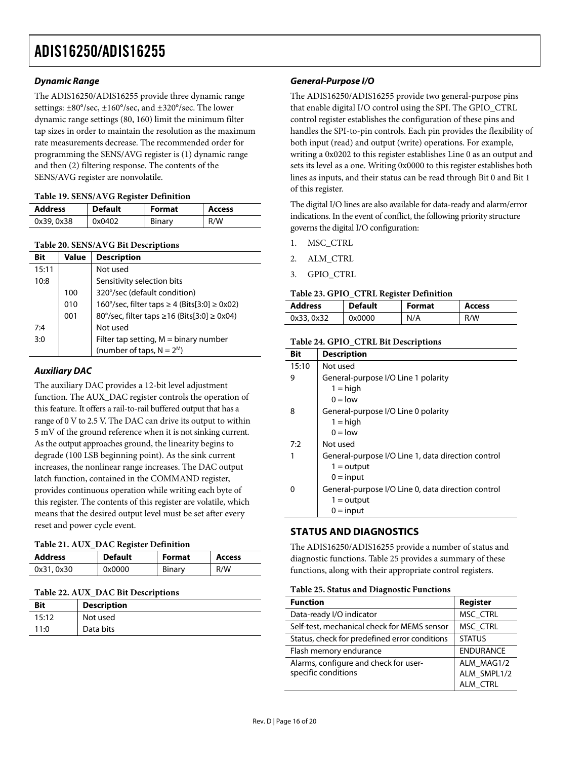### *Dynamic Range*

The ADIS16250/ADIS16255 provide three dynamic range settings: ±80°/sec, ±160°/sec, and ±320°/sec. The lower dynamic range settings (80, 160) limit the minimum filter tap sizes in order to maintain the resolution as the maximum rate measurements decrease. The recommended order for programming the SENS/AVG register is (1) dynamic range and then (2) filtering response. The contents of the SENS/AVG register are nonvolatile.

**Table 19. SENS/AVG Register Definition**

| Address | Default | Format | Access |
|---|---|---|---|
| 0x39, 0x38 | 0x0402 | Binary | R/W |

**Table 20. SENS/AVG Bit Descriptions**

| Bit | Value | Description |
|---|---|---|
| 15:11 | | Not used |
| 10:8 | | Sensitivity selection bits |
| | 100 | 320°/sec (default condition) |
| | 010 | 160°/sec, filter taps ≥ 4 (Bits[3:0] ≥ 0x02) |
| | 001 | 80°/sec, filter taps ≥16 (Bits[3:0] ≥ 0x04) |
| 7:4 | | Not used |
| 3:0 | | Filter tap setting, M = binary number (number of taps, $N = 2^M$) |

### *Auxiliary DAC*

The auxiliary DAC provides a 12-bit level adjustment function. The AUX_DAC register controls the operation of this feature. It offers a rail-to-rail buffered output that has a range of 0 V to 2.5 V. The DAC can drive its output to within 5 mV of the ground reference when it is not sinking current. As the output approaches ground, the linearity begins to degrade (100 LSB beginning point). As the sink current increases, the nonlinear range increases. The DAC output latch function, contained in the COMMAND register, provides continuous operation while writing each byte of this register. The contents of this register are volatile, which means that the desired output level must be set after every reset and power cycle event.

**Table 21. AUX_DAC Register Definition**

| Address | Default | Format | Access |
|---|---|---|---|
| 0x31, 0x30 | 0x0000 | Binary | R/W |

**Table 22. AUX_DAC Bit Descriptions**

| Bit | Description |
|---|---|
| 15:12 | Not used |
| 11:0 | Data bits |

### *General-Purpose I/O*

The ADIS16250/ADIS16255 provide two general-purpose pins that enable digital I/O control using the SPI. The GPIO_CTRL control register establishes the configuration of these pins and handles the SPI-to-pin controls. Each pin provides the flexibility of both input (read) and output (write) operations. For example, writing a 0x0202 to this register establishes Line 0 as an output and sets its level as a one. Writing 0x0000 to this register establishes both lines as inputs, and their status can be read through Bit 0 and Bit 1 of this register.

The digital I/O lines are also available for data-ready and alarm/error indications. In the event of conflict, the following priority structure governs the digital I/O configuration:

1. MSC_CTRL
2. ALM_CTRL
3. GPIO_CTRL

**Table 23. GPIO_CTRL Register Definition**

| Address | Default | Format | Access |
|---|---|---|---|
| 0x33, 0x32 | 0x0000 | N/A | R/W |

**Table 24. GPIO_CTRL Bit Descriptions**

| Bit | Description |
|---|---|
| 15:10 | Not used |
| 9 | General-purpose I/O Line 1 polarity<br>1 = high<br>0 = low |
| 8 | General-purpose I/O Line 0 polarity<br>1 = high<br>0 = low |
| 7:2 | Not used |
| 1 | General-purpose I/O Line 1, data direction control<br>1 = output<br>0 = input |
| 0 | General-purpose I/O Line 0, data direction control<br>1 = output<br>0 = input |

## STATUS AND DIAGNOSTICS

The ADIS16250/ADIS16255 provide a number of status and diagnostic functions. Table 25 provides a summary of these functions, along with their appropriate control registers.

**Table 25. Status and Diagnostic Functions**

| Function | Register |
|---|---|
| Data-ready I/O indicator | MSC_CTRL |
| Self-test, mechanical check for MEMS sensor | MSC_CTRL |
| Status, check for predefined error conditions | STATUS |
| Flash memory endurance | ENDURANCE |
| Alarms, configure and check for user-specific conditions | ALM_MAG1/2<br>ALM_SMPL1/2<br>ALM_CTRL |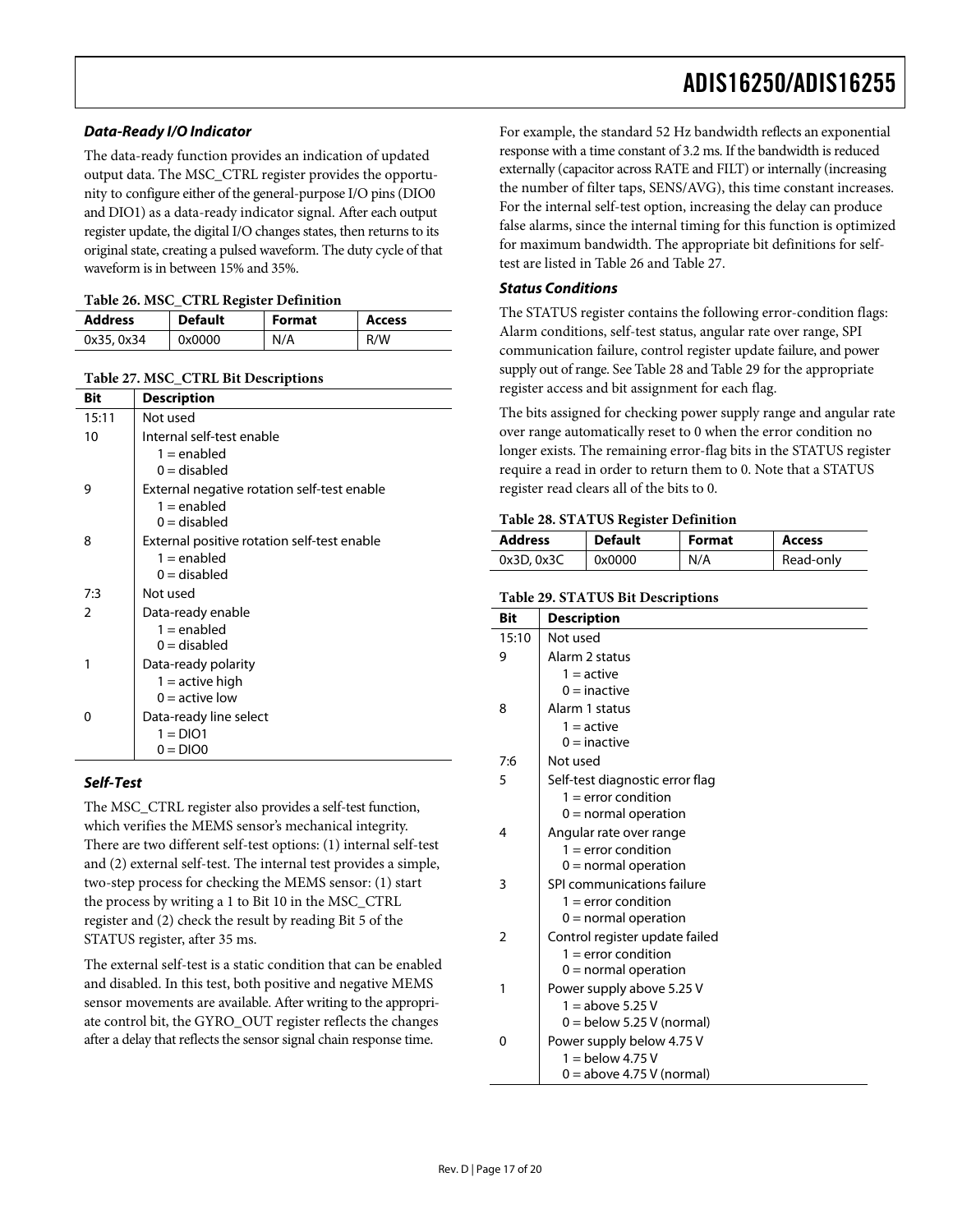### Data-Ready I/O Indicator

The data-ready function provides an indication of updated output data. The MSC_CTRL register provides the opportunity to configure either of the general-purpose I/O pins (DIO0 and DIO1) as a data-ready indicator signal. After each output register update, the digital I/O changes states, then returns to its original state, creating a pulsed waveform. The duty cycle of that waveform is in between 15% and 35%.

**Table 26. MSC_CTRL Register Definition**

| Address | Default | Format | Access |
|---|---|---|---|
| 0x35, 0x34 | 0x0000 | N/A | R/W |

**Table 27. MSC_CTRL Bit Descriptions**

| Bit | Description |
|---|---|
| 15:11 | Not used |
| 10 | Internal self-test enable<br>1 = enabled<br>0 = disabled |
| 9 | External negative rotation self-test enable<br>1 = enabled<br>0 = disabled |
| 8 | External positive rotation self-test enable<br>1 = enabled<br>0 = disabled |
| 7:3 | Not used |
| 2 | Data-ready enable<br>1 = enabled<br>0 = disabled |
| 1 | Data-ready polarity<br>1 = active high<br>0 = active low |
| 0 | Data-ready line select<br>1 = DIO1<br>0 = DIO0 |

### Self-Test

The MSC_CTRL register also provides a self-test function, which verifies the MEMS sensor's mechanical integrity. There are two different self-test options: (1) internal self-test and (2) external self-test. The internal test provides a simple, two-step process for checking the MEMS sensor: (1) start the process by writing a 1 to Bit 10 in the MSC_CTRL register and (2) check the result by reading Bit 5 of the STATUS register, after 35 ms.

The external self-test is a static condition that can be enabled and disabled. In this test, both positive and negative MEMS sensor movements are available. After writing to the appropriate control bit, the GYRO_OUT register reflects the changes after a delay that reflects the sensor signal chain response time.

For example, the standard 52 Hz bandwidth reflects an exponential response with a time constant of 3.2 ms. If the bandwidth is reduced externally (capacitor across RATE and FILT) or internally (increasing the number of filter taps, SENS/AVG), this time constant increases. For the internal self-test option, increasing the delay can produce false alarms, since the internal timing for this function is optimized for maximum bandwidth. The appropriate bit definitions for self-test are listed in Table 26 and Table 27.

### Status Conditions

The STATUS register contains the following error-condition flags: Alarm conditions, self-test status, angular rate over range, SPI communication failure, control register update failure, and power supply out of range. See Table 28 and Table 29 for the appropriate register access and bit assignment for each flag.

The bits assigned for checking power supply range and angular rate over range automatically reset to 0 when the error condition no longer exists. The remaining error-flag bits in the STATUS register require a read in order to return them to 0. Note that a STATUS register read clears all of the bits to 0.

**Table 28. STATUS Register Definition**

| Address | Default | Format | Access |
|---|---|---|---|
| 0x3D, 0x3C | 0x0000 | N/A | Read-only |

**Table 29. STATUS Bit Descriptions**

| Bit | Description |
|---|---|
| 15:10 | Not used |
| 9 | Alarm 2 status<br>1 = active<br>0 = inactive |
| 8 | Alarm 1 status<br>1 = active<br>0 = inactive |
| 7:6 | Not used |
| 5 | Self-test diagnostic error flag<br>1 = error condition<br>0 = normal operation |
| 4 | Angular rate over range<br>1 = error condition<br>0 = normal operation |
| 3 | SPI communications failure<br>1 = error condition<br>0 = normal operation |
| 2 | Control register update failed<br>1 = error condition<br>0 = normal operation |
| 1 | Power supply above 5.25 V<br>1 = above 5.25 V<br>0 = below 5.25 V (normal) |
| 0 | Power supply below 4.75 V<br>1 = below 4.75 V<br>0 = above 4.75 V (normal) |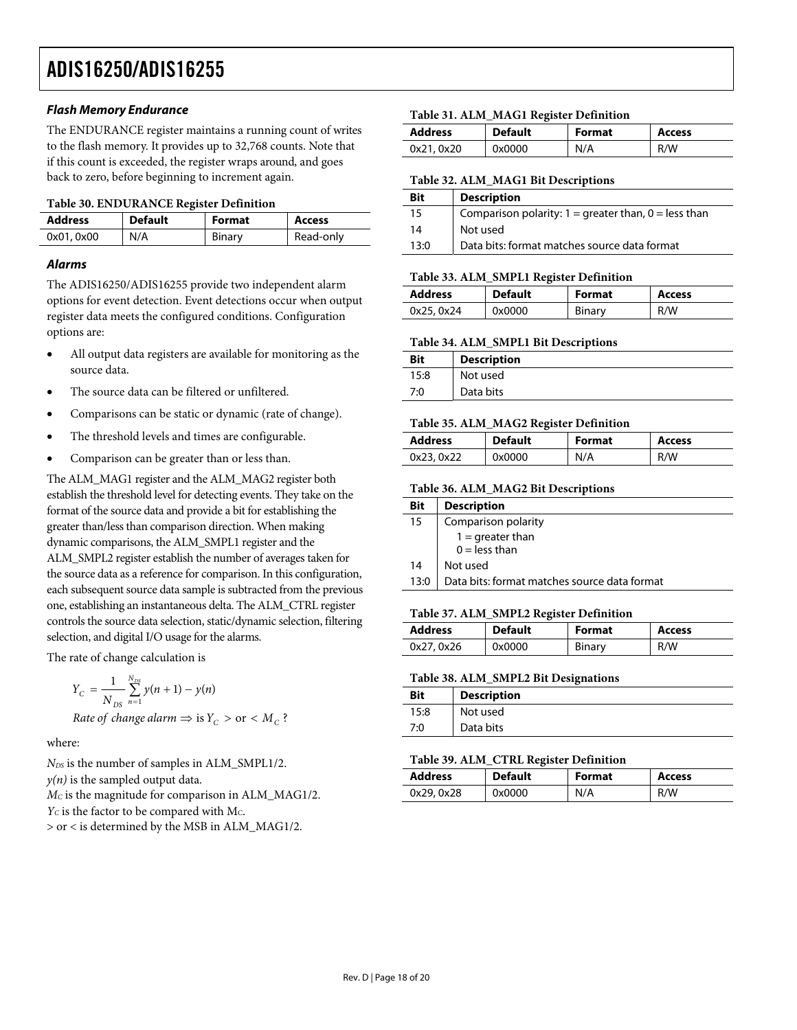### *Flash Memory Endurance*

The ENDURANCE register maintains a running count of writes to the flash memory. It provides up to 32,768 counts. Note that if this count is exceeded, the register wraps around, and goes back to zero, before beginning to increment again.

**Table 30. ENDURANCE Register Definition**

| Address | Default | Format | Access |
|---|---|---|---|
| 0x01, 0x00 | N/A | Binary | Read-only |

### *Alarms*

The ADIS16250/ADIS16255 provide two independent alarm options for event detection. Event detections occur when output register data meets the configured conditions. Configuration options are:

- All output data registers are available for monitoring as the source data.
- The source data can be filtered or unfiltered.
- Comparisons can be static or dynamic (rate of change).
- The threshold levels and times are configurable.
- Comparison can be greater than or less than.

The ALM_MAG1 register and the ALM_MAG2 register both establish the threshold level for detecting events. They take on the format of the source data and provide a bit for establishing the greater than/less than comparison direction. When making dynamic comparisons, the ALM_SMPL1 register and the ALM_SMPL2 register establish the number of averages taken for the source data as a reference for comparison. In this configuration, each subsequent source data sample is subtracted from the previous one, establishing an instantaneous delta. The ALM_CTRL register controls the source data selection, static/dynamic selection, filtering selection, and digital I/O usage for the alarms.

The rate of change calculation is

$$Y_C = \frac{1}{N_{DS}} \sum_{n=1}^{N_{DS}} y(n+1) - y(n)$$

$$\textit{Rate of change alarm} \Rightarrow \text{is } Y_C > \text{ or } < M_C \text{ ?}$$

where:

$N_{DS}$ is the number of samples in ALM_SMPL1/2.
$y(n)$ is the sampled output data.
$M_C$ is the magnitude for comparison in ALM_MAG1/2.
$Y_C$ is the factor to be compared with $M_C$.
\> or < is determined by the MSB in ALM_MAG1/2.

**Table 31. ALM_MAG1 Register Definition**

| Address | Default | Format | Access |
|---|---|---|---|
| 0x21, 0x20 | 0x0000 | N/A | R/W |

**Table 32. ALM_MAG1 Bit Descriptions**

| Bit | Description |
|---|---|
| 15 | Comparison polarity: 1 = greater than, 0 = less than |
| 14 | Not used |
| 13:0 | Data bits: format matches source data format |

**Table 33. ALM_SMPL1 Register Definition**

| Address | Default | Format | Access |
|---|---|---|---|
| 0x25, 0x24 | 0x0000 | Binary | R/W |

**Table 34. ALM_SMPL1 Bit Descriptions**

| Bit | Description |
|---|---|
| 15:8 | Not used |
| 7:0 | Data bits |

**Table 35. ALM_MAG2 Register Definition**

| Address | Default | Format | Access |
|---|---|---|---|
| 0x23, 0x22 | 0x0000 | N/A | R/W |

**Table 36. ALM_MAG2 Bit Descriptions**

| Bit | Description |
|---|---|
| 15 | Comparison polarity<br>1 = greater than<br>0 = less than |
| 14 | Not used |
| 13:0 | Data bits: format matches source data format |

**Table 37. ALM_SMPL2 Register Definition**

| Address | Default | Format | Access |
|---|---|---|---|
| 0x27, 0x26 | 0x0000 | Binary | R/W |

**Table 38. ALM_SMPL2 Bit Designations**

| Bit | Description |
|---|---|
| 15:8 | Not used |
| 7:0 | Data bits |

**Table 39. ALM_CTRL Register Definition**

| Address | Default | Format | Access |
|---|---|---|---|
| 0x29, 0x28 | 0x0000 | N/A | R/W |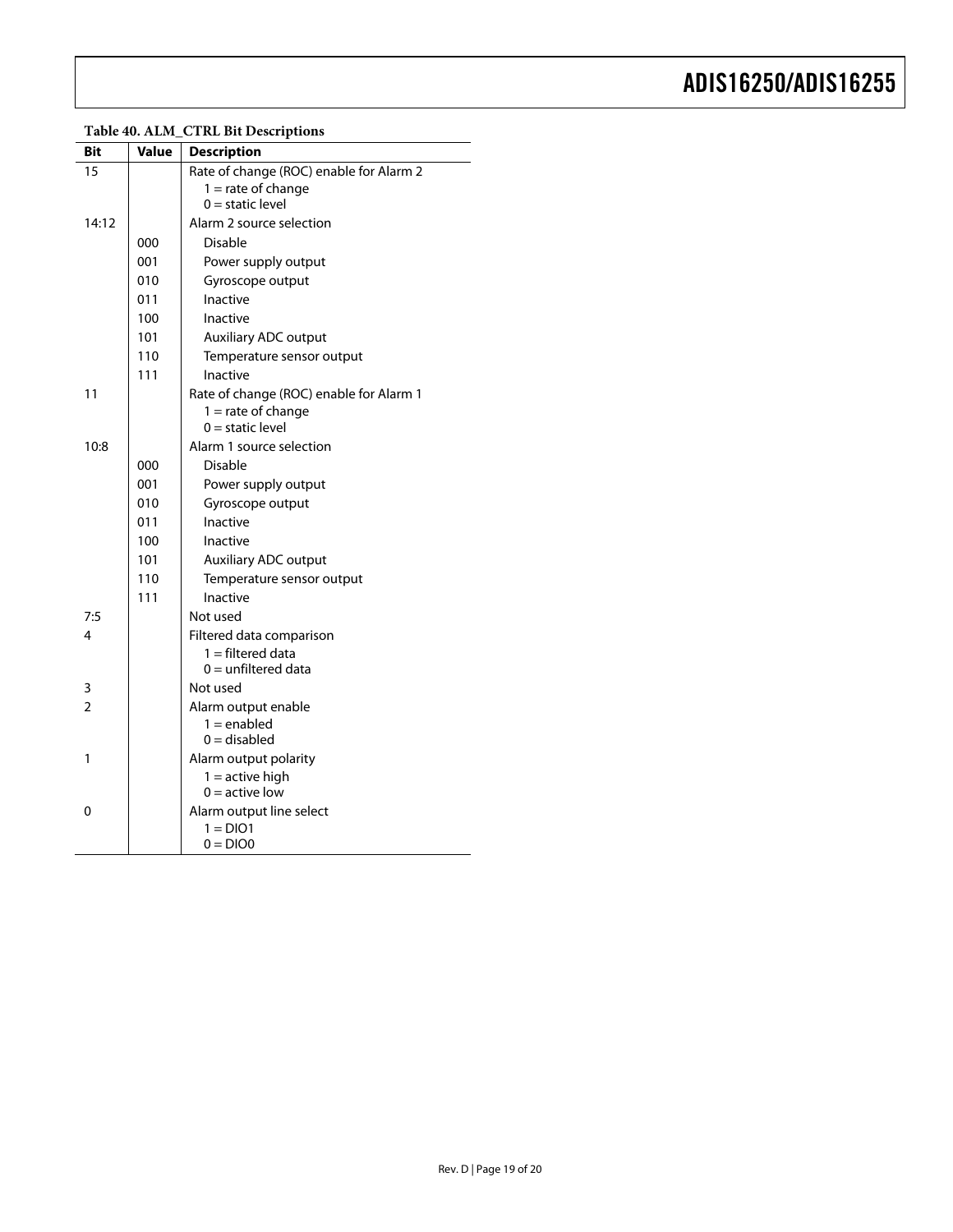**Table 40. ALM_CTRL Bit Descriptions**

| Bit | Value | Description |
|---|---|---|
| 15 | | Rate of change (ROC) enable for Alarm 2<br>1 = rate of change<br>0 = static level |
| 14:12 | | Alarm 2 source selection |
| | 000 | Disable |
| | 001 | Power supply output |
| | 010 | Gyroscope output |
| | 011 | Inactive |
| | 100 | Inactive |
| | 101 | Auxiliary ADC output |
| | 110 | Temperature sensor output |
| | 111 | Inactive |
| 11 | | Rate of change (ROC) enable for Alarm 1<br>1 = rate of change<br>0 = static level |
| 10:8 | | Alarm 1 source selection |
| | 000 | Disable |
| | 001 | Power supply output |
| | 010 | Gyroscope output |
| | 011 | Inactive |
| | 100 | Inactive |
| | 101 | Auxiliary ADC output |
| | 110 | Temperature sensor output |
| | 111 | Inactive |
| 7:5 | | Not used |
| 4 | | Filtered data comparison<br>1 = filtered data<br>0 = unfiltered data |
| 3 | | Not used |
| 2 | | Alarm output enable<br>1 = enabled<br>0 = disabled |
| 1 | | Alarm output polarity<br>1 = active high<br>0 = active low |
| 0 | | Alarm output line select<br>1 = DIO1<br>0 = DIO0 |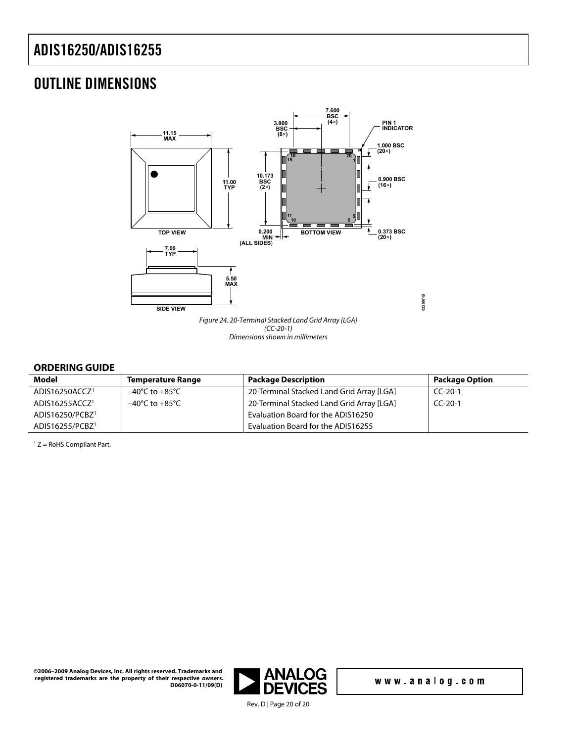## OUTLINE DIMENSIONS

11.15
MAX

11.00
TYP

TOP VIEW

7.600
BSC
(4×)

3.800
BSC
(8×)

PIN 1
INDICATOR

1.000 BSC
(20×)

10.173
BSC
(2×)

0.900 BSC
(16×)

16 15 20 1 11 10 6 5

0.200
MIN
(ALL SIDES)

BOTTOM VIEW

0.373 BSC
(20×)

7.00
TYP

5.50
MAX

SIDE VIEW

022007-B

*Figure 24. 20-Terminal Stacked Land Grid Array [LGA]*
*(CC-20-1)*
*Dimensions shown in millimeters*

### ORDERING GUIDE

| Model | Temperature Range | Package Description | Package Option |
|---|---|---|---|
| ADIS16250ACCZ[1] | −40°C to +85°C | 20-Terminal Stacked Land Grid Array [LGA] | CC-20-1 |
| ADIS16255ACCZ[1] | −40°C to +85°C | 20-Terminal Stacked Land Grid Array [LGA] | CC-20-1 |
| ADIS16250/PCBZ[1] | | Evaluation Board for the ADIS16250 | |
| ADIS16255/PCBZ[1] | | Evaluation Board for the ADIS16255 | |

[1] Z = RoHS Compliant Part.

©2006–2009 Analog Devices, Inc. All rights reserved. Trademarks and registered trademarks are the property of their respective owners.
D06070-0-11/09(D)